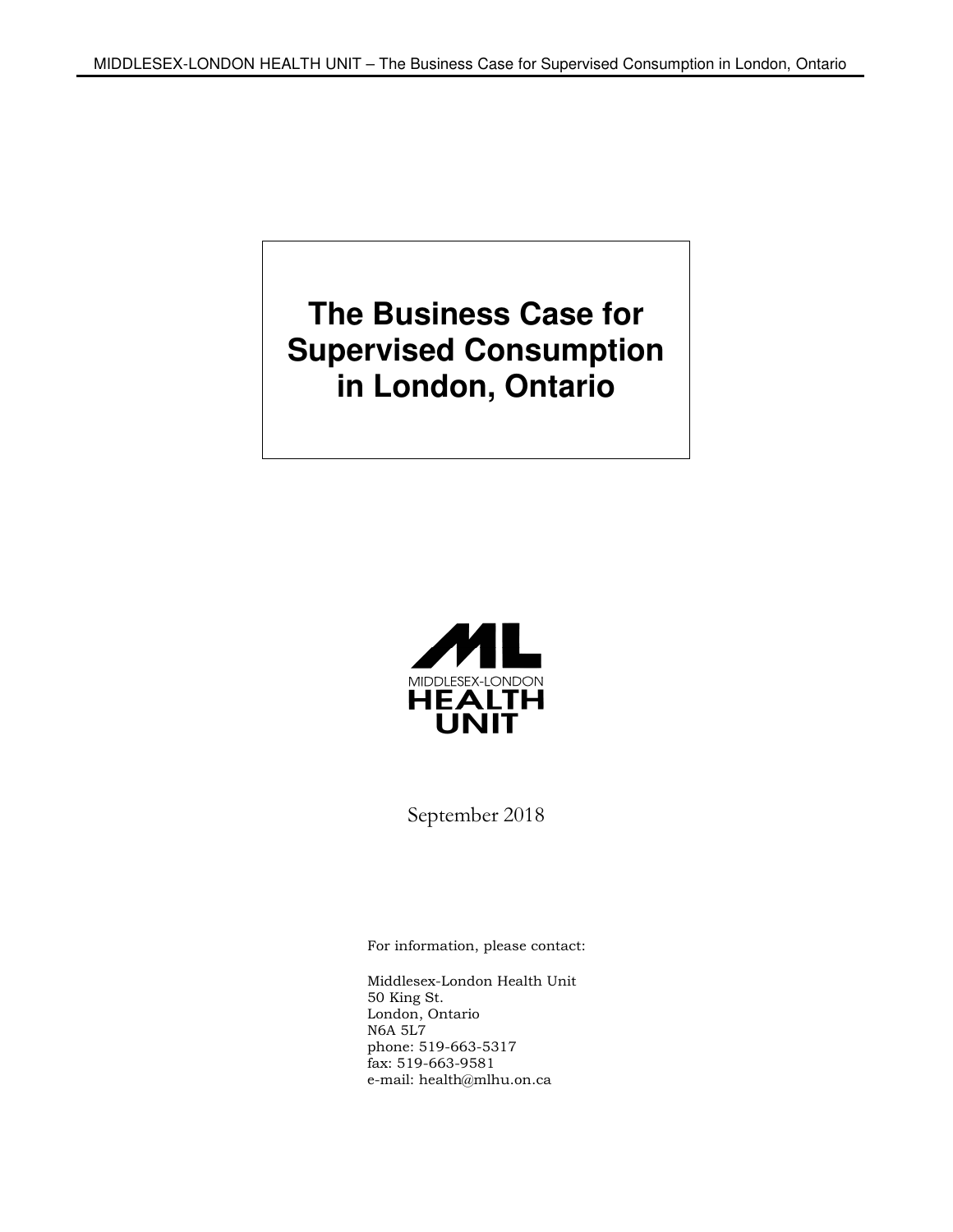# The Business Case for Supervised Consumption in London, Ontario

MIDDLESEX-LONDON HEALTH UNIT

September 2018

For information, please contact:

Middlesex-London Health Unit
50 King St.
London, Ontario
N6A 5L7
phone: 519-663-5317
fax: 519-663-9581
e-mail: health@mlhu.on.ca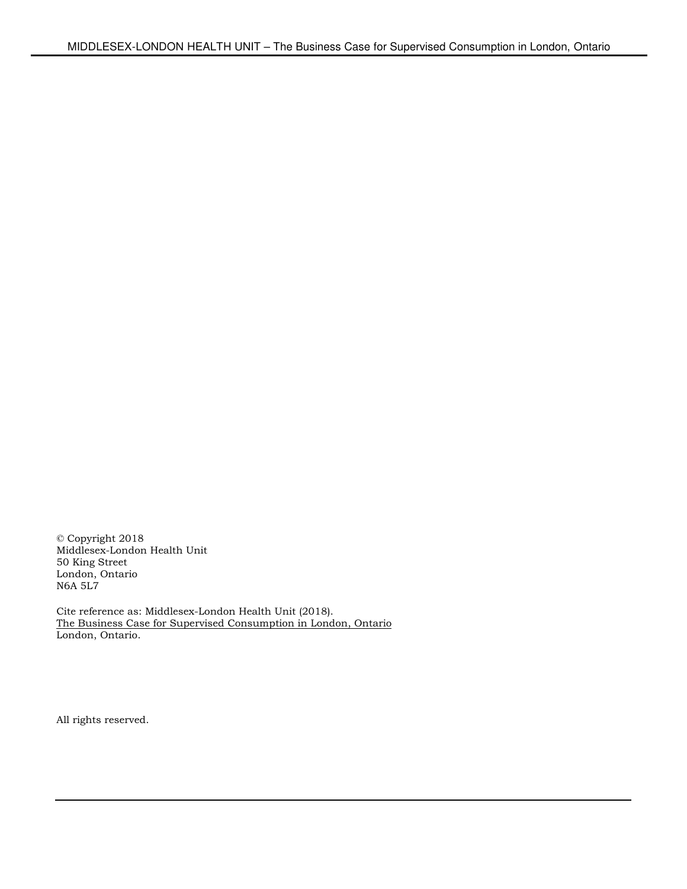© Copyright 2018
Middlesex-London Health Unit
50 King Street
London, Ontario
N6A 5L7

Cite reference as: Middlesex-London Health Unit (2018).
The Business Case for Supervised Consumption in London, Ontario
London, Ontario.

All rights reserved.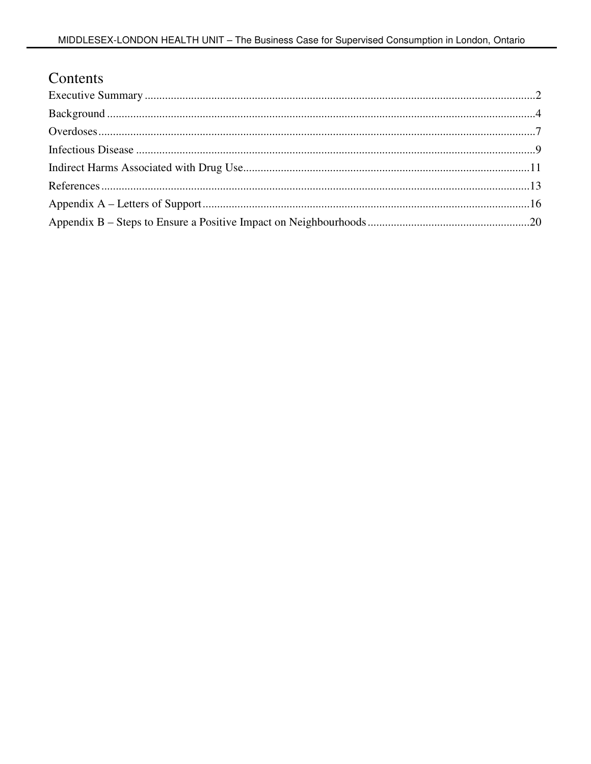# Contents

Executive Summary ....................................................................................................................................2
Background ................................................................................................................................................4
Overdoses...................................................................................................................................................7
Infectious Disease ......................................................................................................................................9
Indirect Harms Associated with Drug Use................................................................................................11
References.................................................................................................................................................13
Appendix A – Letters of Support...............................................................................................................16
Appendix B – Steps to Ensure a Positive Impact on Neighbourhoods......................................................20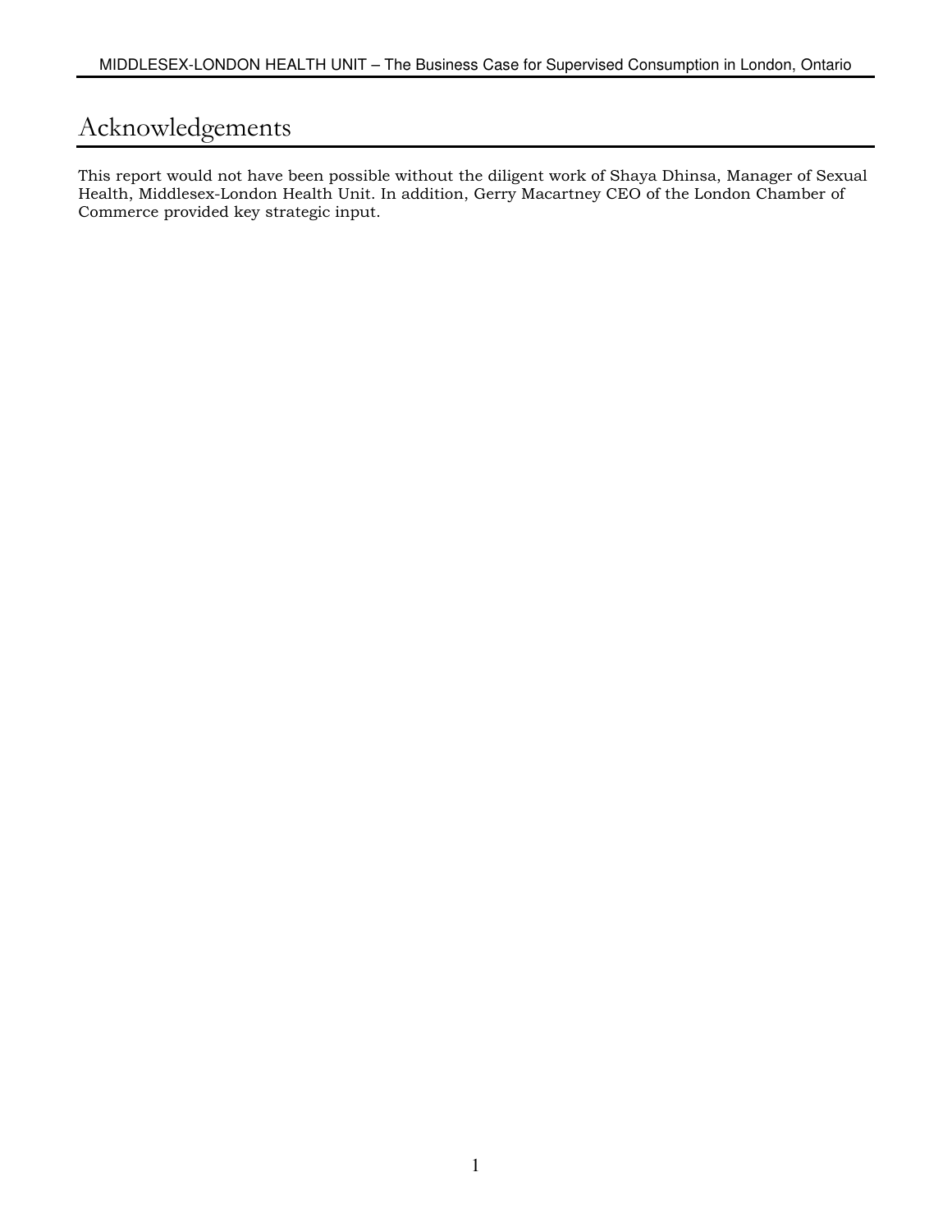# Acknowledgements

This report would not have been possible without the diligent work of Shaya Dhinsa, Manager of Sexual Health, Middlesex-London Health Unit. In addition, Gerry Macartney CEO of the London Chamber of Commerce provided key strategic input.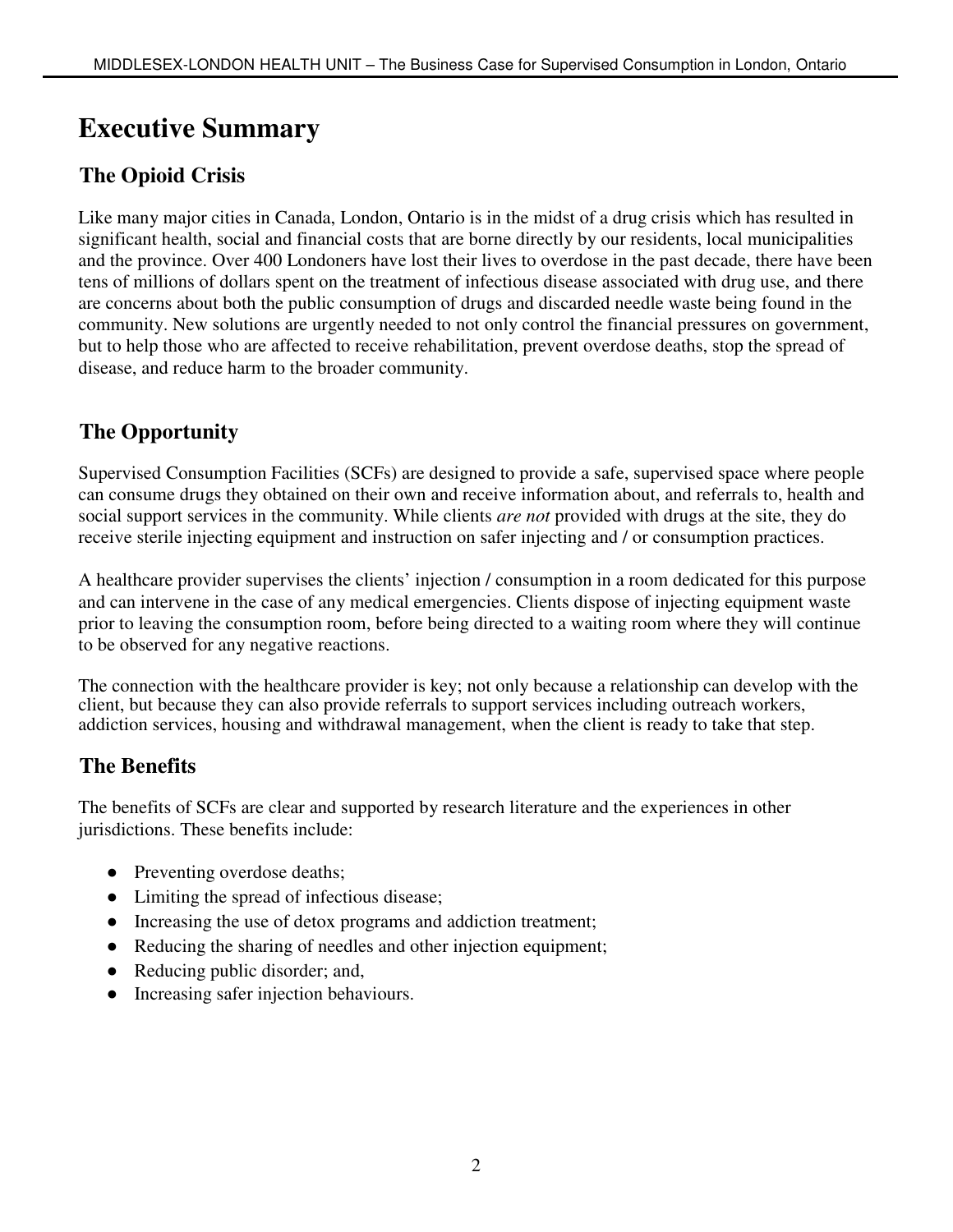# Executive Summary

## The Opioid Crisis

Like many major cities in Canada, London, Ontario is in the midst of a drug crisis which has resulted in significant health, social and financial costs that are borne directly by our residents, local municipalities and the province. Over 400 Londoners have lost their lives to overdose in the past decade, there have been tens of millions of dollars spent on the treatment of infectious disease associated with drug use, and there are concerns about both the public consumption of drugs and discarded needle waste being found in the community. New solutions are urgently needed to not only control the financial pressures on government, but to help those who are affected to receive rehabilitation, prevent overdose deaths, stop the spread of disease, and reduce harm to the broader community.

## The Opportunity

Supervised Consumption Facilities (SCFs) are designed to provide a safe, supervised space where people can consume drugs they obtained on their own and receive information about, and referrals to, health and social support services in the community. While clients *are not* provided with drugs at the site, they do receive sterile injecting equipment and instruction on safer injecting and / or consumption practices.

A healthcare provider supervises the clients' injection / consumption in a room dedicated for this purpose and can intervene in the case of any medical emergencies. Clients dispose of injecting equipment waste prior to leaving the consumption room, before being directed to a waiting room where they will continue to be observed for any negative reactions.

The connection with the healthcare provider is key; not only because a relationship can develop with the client, but because they can also provide referrals to support services including outreach workers, addiction services, housing and withdrawal management, when the client is ready to take that step.

## The Benefits

The benefits of SCFs are clear and supported by research literature and the experiences in other jurisdictions. These benefits include:

- Preventing overdose deaths;
- Limiting the spread of infectious disease;
- Increasing the use of detox programs and addiction treatment;
- Reducing the sharing of needles and other injection equipment;
- Reducing public disorder; and,
- Increasing safer injection behaviours.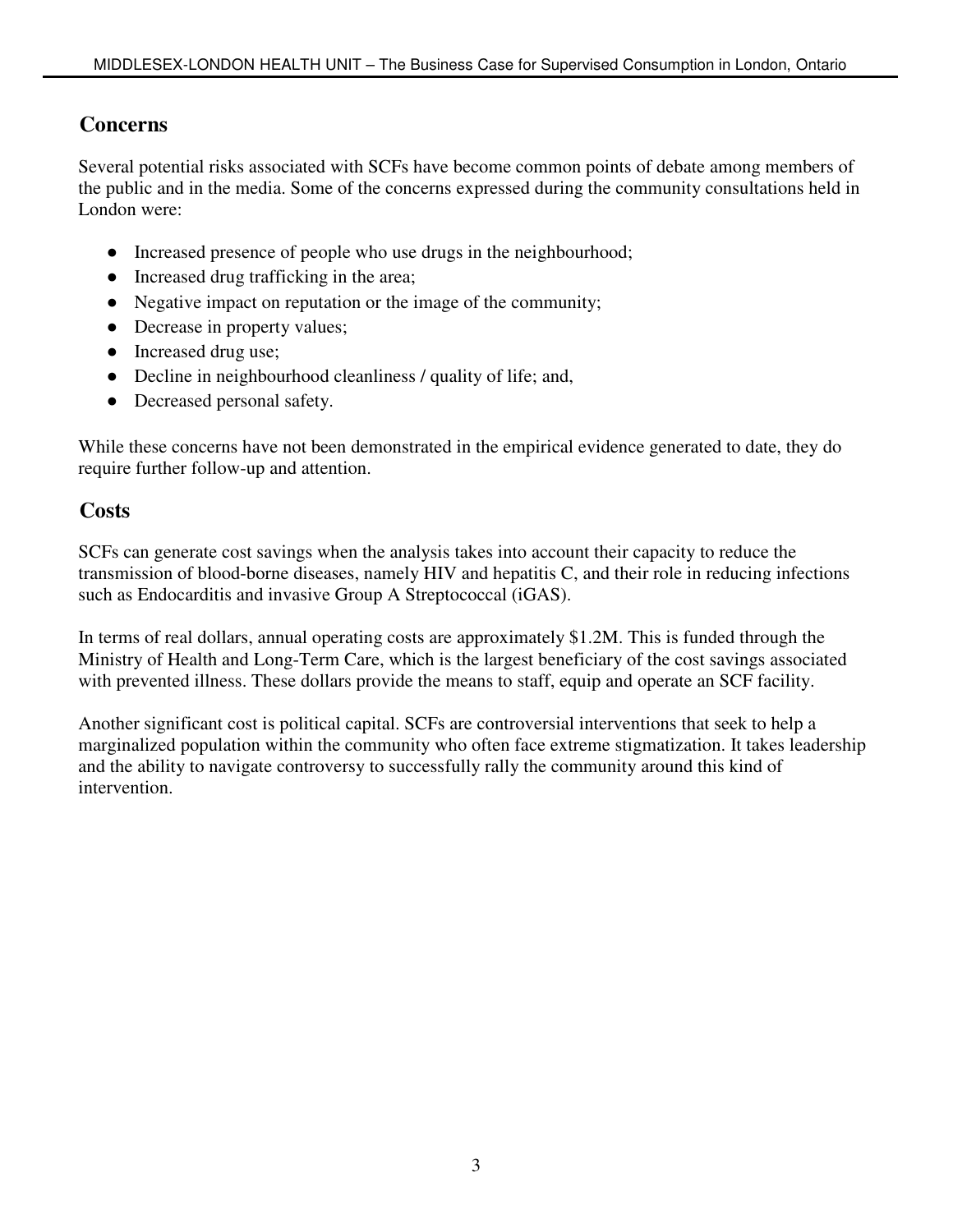## Concerns

Several potential risks associated with SCFs have become common points of debate among members of the public and in the media. Some of the concerns expressed during the community consultations held in London were:

- Increased presence of people who use drugs in the neighbourhood;
- Increased drug trafficking in the area;
- Negative impact on reputation or the image of the community;
- Decrease in property values;
- Increased drug use;
- Decline in neighbourhood cleanliness / quality of life; and,
- Decreased personal safety.

While these concerns have not been demonstrated in the empirical evidence generated to date, they do require further follow-up and attention.

## Costs

SCFs can generate cost savings when the analysis takes into account their capacity to reduce the transmission of blood-borne diseases, namely HIV and hepatitis C, and their role in reducing infections such as Endocarditis and invasive Group A Streptococcal (iGAS).

In terms of real dollars, annual operating costs are approximately $1.2M. This is funded through the Ministry of Health and Long-Term Care, which is the largest beneficiary of the cost savings associated with prevented illness. These dollars provide the means to staff, equip and operate an SCF facility.

Another significant cost is political capital. SCFs are controversial interventions that seek to help a marginalized population within the community who often face extreme stigmatization. It takes leadership and the ability to navigate controversy to successfully rally the community around this kind of intervention.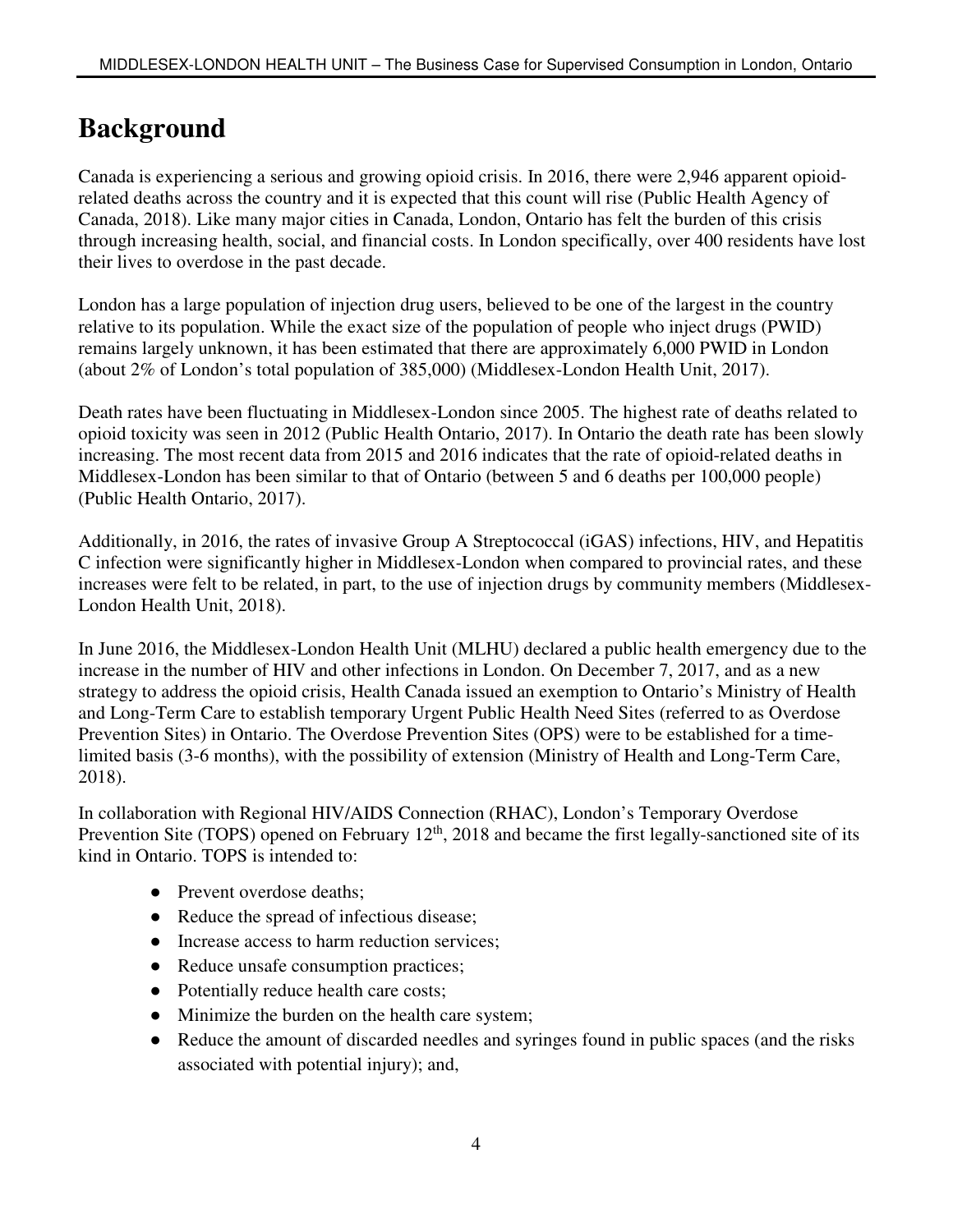# Background

Canada is experiencing a serious and growing opioid crisis. In 2016, there were 2,946 apparent opioid-related deaths across the country and it is expected that this count will rise (Public Health Agency of Canada, 2018). Like many major cities in Canada, London, Ontario has felt the burden of this crisis through increasing health, social, and financial costs. In London specifically, over 400 residents have lost their lives to overdose in the past decade.

London has a large population of injection drug users, believed to be one of the largest in the country relative to its population. While the exact size of the population of people who inject drugs (PWID) remains largely unknown, it has been estimated that there are approximately 6,000 PWID in London (about 2% of London's total population of 385,000) (Middlesex-London Health Unit, 2017).

Death rates have been fluctuating in Middlesex-London since 2005. The highest rate of deaths related to opioid toxicity was seen in 2012 (Public Health Ontario, 2017). In Ontario the death rate has been slowly increasing. The most recent data from 2015 and 2016 indicates that the rate of opioid-related deaths in Middlesex-London has been similar to that of Ontario (between 5 and 6 deaths per 100,000 people) (Public Health Ontario, 2017).

Additionally, in 2016, the rates of invasive Group A Streptococcal (iGAS) infections, HIV, and Hepatitis C infection were significantly higher in Middlesex-London when compared to provincial rates, and these increases were felt to be related, in part, to the use of injection drugs by community members (Middlesex-London Health Unit, 2018).

In June 2016, the Middlesex-London Health Unit (MLHU) declared a public health emergency due to the increase in the number of HIV and other infections in London. On December 7, 2017, and as a new strategy to address the opioid crisis, Health Canada issued an exemption to Ontario's Ministry of Health and Long-Term Care to establish temporary Urgent Public Health Need Sites (referred to as Overdose Prevention Sites) in Ontario. The Overdose Prevention Sites (OPS) were to be established for a time-limited basis (3-6 months), with the possibility of extension (Ministry of Health and Long-Term Care, 2018).

In collaboration with Regional HIV/AIDS Connection (RHAC), London's Temporary Overdose Prevention Site (TOPS) opened on February 12th, 2018 and became the first legally-sanctioned site of its kind in Ontario. TOPS is intended to:

- Prevent overdose deaths;
- Reduce the spread of infectious disease;
- Increase access to harm reduction services;
- Reduce unsafe consumption practices;
- Potentially reduce health care costs;
- Minimize the burden on the health care system;
- Reduce the amount of discarded needles and syringes found in public spaces (and the risks associated with potential injury); and,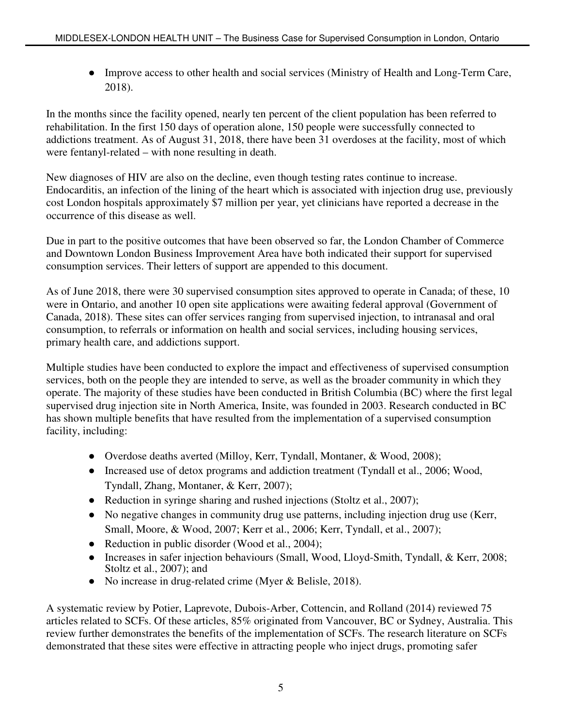- Improve access to other health and social services (Ministry of Health and Long-Term Care, 2018).

In the months since the facility opened, nearly ten percent of the client population has been referred to rehabilitation. In the first 150 days of operation alone, 150 people were successfully connected to addictions treatment. As of August 31, 2018, there have been 31 overdoses at the facility, most of which were fentanyl-related – with none resulting in death.

New diagnoses of HIV are also on the decline, even though testing rates continue to increase. Endocarditis, an infection of the lining of the heart which is associated with injection drug use, previously cost London hospitals approximately $7 million per year, yet clinicians have reported a decrease in the occurrence of this disease as well.

Due in part to the positive outcomes that have been observed so far, the London Chamber of Commerce and Downtown London Business Improvement Area have both indicated their support for supervised consumption services. Their letters of support are appended to this document.

As of June 2018, there were 30 supervised consumption sites approved to operate in Canada; of these, 10 were in Ontario, and another 10 open site applications were awaiting federal approval (Government of Canada, 2018). These sites can offer services ranging from supervised injection, to intranasal and oral consumption, to referrals or information on health and social services, including housing services, primary health care, and addictions support.

Multiple studies have been conducted to explore the impact and effectiveness of supervised consumption services, both on the people they are intended to serve, as well as the broader community in which they operate. The majority of these studies have been conducted in British Columbia (BC) where the first legal supervised drug injection site in North America, Insite, was founded in 2003. Research conducted in BC has shown multiple benefits that have resulted from the implementation of a supervised consumption facility, including:

- Overdose deaths averted (Milloy, Kerr, Tyndall, Montaner, & Wood, 2008);
- Increased use of detox programs and addiction treatment (Tyndall et al., 2006; Wood, Tyndall, Zhang, Montaner, & Kerr, 2007);
- Reduction in syringe sharing and rushed injections (Stoltz et al., 2007);
- No negative changes in community drug use patterns, including injection drug use (Kerr, Small, Moore, & Wood, 2007; Kerr et al., 2006; Kerr, Tyndall, et al., 2007);
- Reduction in public disorder (Wood et al., 2004);
- Increases in safer injection behaviours (Small, Wood, Lloyd-Smith, Tyndall, & Kerr, 2008; Stoltz et al., 2007); and
- No increase in drug-related crime (Myer & Belisle, 2018).

A systematic review by Potier, Laprevote, Dubois-Arber, Cottencin, and Rolland (2014) reviewed 75 articles related to SCFs. Of these articles, 85% originated from Vancouver, BC or Sydney, Australia. This review further demonstrates the benefits of the implementation of SCFs. The research literature on SCFs demonstrated that these sites were effective in attracting people who inject drugs, promoting safer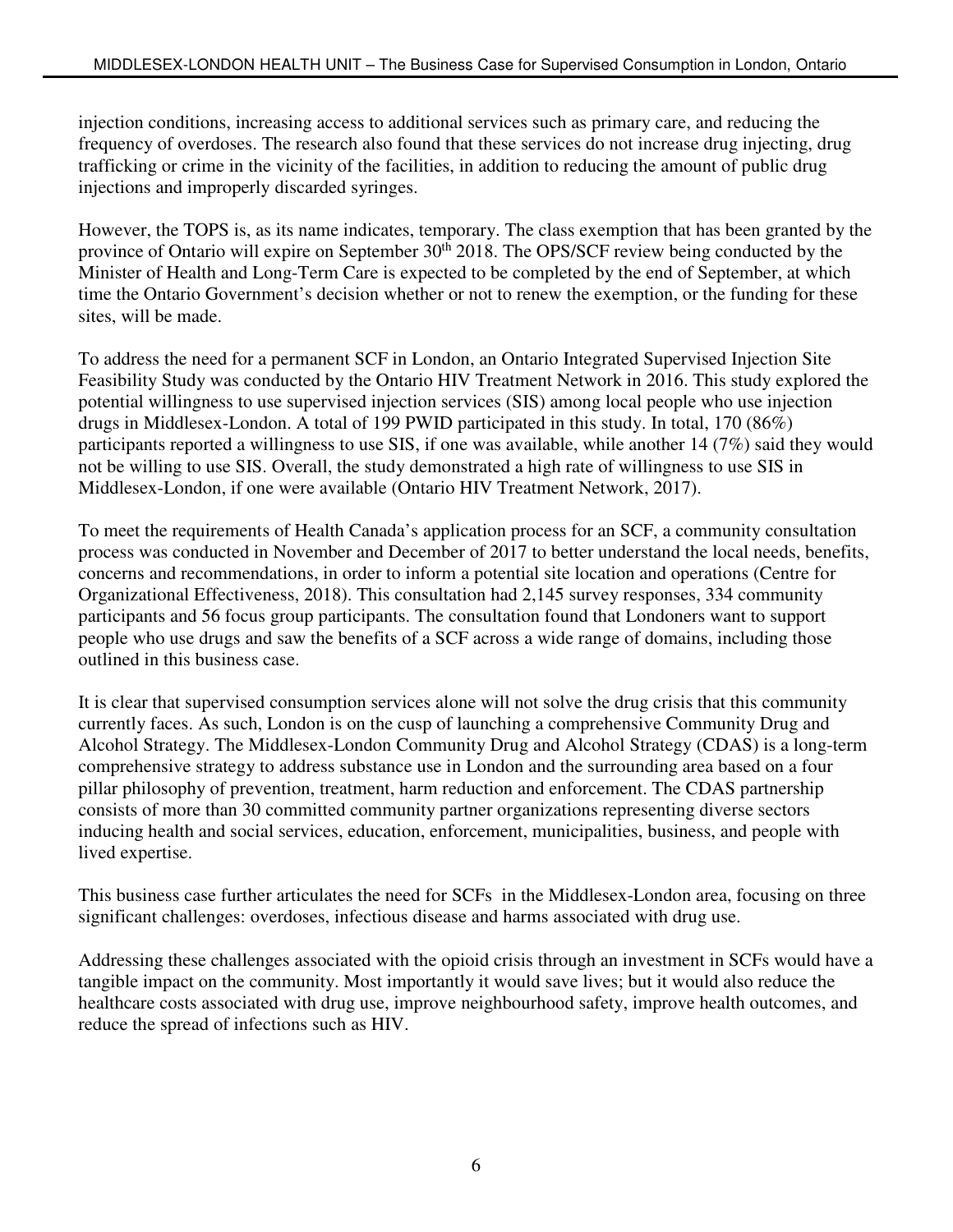injection conditions, increasing access to additional services such as primary care, and reducing the frequency of overdoses. The research also found that these services do not increase drug injecting, drug trafficking or crime in the vicinity of the facilities, in addition to reducing the amount of public drug injections and improperly discarded syringes.

However, the TOPS is, as its name indicates, temporary. The class exemption that has been granted by the province of Ontario will expire on September 30th 2018. The OPS/SCF review being conducted by the Minister of Health and Long-Term Care is expected to be completed by the end of September, at which time the Ontario Government's decision whether or not to renew the exemption, or the funding for these sites, will be made.

To address the need for a permanent SCF in London, an Ontario Integrated Supervised Injection Site Feasibility Study was conducted by the Ontario HIV Treatment Network in 2016. This study explored the potential willingness to use supervised injection services (SIS) among local people who use injection drugs in Middlesex-London. A total of 199 PWID participated in this study. In total, 170 (86%) participants reported a willingness to use SIS, if one was available, while another 14 (7%) said they would not be willing to use SIS. Overall, the study demonstrated a high rate of willingness to use SIS in Middlesex-London, if one were available (Ontario HIV Treatment Network, 2017).

To meet the requirements of Health Canada's application process for an SCF, a community consultation process was conducted in November and December of 2017 to better understand the local needs, benefits, concerns and recommendations, in order to inform a potential site location and operations (Centre for Organizational Effectiveness, 2018). This consultation had 2,145 survey responses, 334 community participants and 56 focus group participants. The consultation found that Londoners want to support people who use drugs and saw the benefits of a SCF across a wide range of domains, including those outlined in this business case.

It is clear that supervised consumption services alone will not solve the drug crisis that this community currently faces. As such, London is on the cusp of launching a comprehensive Community Drug and Alcohol Strategy. The Middlesex-London Community Drug and Alcohol Strategy (CDAS) is a long-term comprehensive strategy to address substance use in London and the surrounding area based on a four pillar philosophy of prevention, treatment, harm reduction and enforcement. The CDAS partnership consists of more than 30 committed community partner organizations representing diverse sectors inducing health and social services, education, enforcement, municipalities, business, and people with lived expertise.

This business case further articulates the need for SCFs in the Middlesex-London area, focusing on three significant challenges: overdoses, infectious disease and harms associated with drug use.

Addressing these challenges associated with the opioid crisis through an investment in SCFs would have a tangible impact on the community. Most importantly it would save lives; but it would also reduce the healthcare costs associated with drug use, improve neighbourhood safety, improve health outcomes, and reduce the spread of infections such as HIV.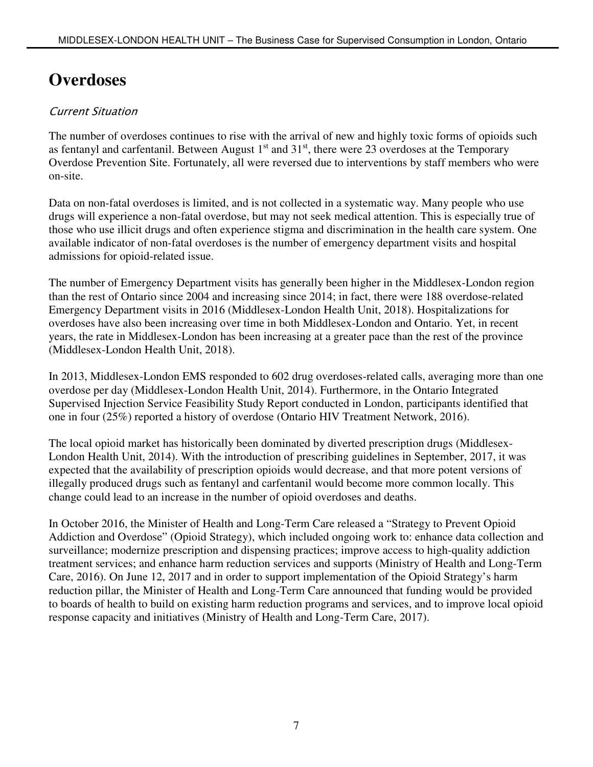# Overdoses

*Current Situation*

The number of overdoses continues to rise with the arrival of new and highly toxic forms of opioids such as fentanyl and carfentanil. Between August 1st and 31st, there were 23 overdoses at the Temporary Overdose Prevention Site. Fortunately, all were reversed due to interventions by staff members who were on-site.

Data on non-fatal overdoses is limited, and is not collected in a systematic way. Many people who use drugs will experience a non-fatal overdose, but may not seek medical attention. This is especially true of those who use illicit drugs and often experience stigma and discrimination in the health care system. One available indicator of non-fatal overdoses is the number of emergency department visits and hospital admissions for opioid-related issue.

The number of Emergency Department visits has generally been higher in the Middlesex-London region than the rest of Ontario since 2004 and increasing since 2014; in fact, there were 188 overdose-related Emergency Department visits in 2016 (Middlesex-London Health Unit, 2018). Hospitalizations for overdoses have also been increasing over time in both Middlesex-London and Ontario. Yet, in recent years, the rate in Middlesex-London has been increasing at a greater pace than the rest of the province (Middlesex-London Health Unit, 2018).

In 2013, Middlesex-London EMS responded to 602 drug overdoses-related calls, averaging more than one overdose per day (Middlesex-London Health Unit, 2014). Furthermore, in the Ontario Integrated Supervised Injection Service Feasibility Study Report conducted in London, participants identified that one in four (25%) reported a history of overdose (Ontario HIV Treatment Network, 2016).

The local opioid market has historically been dominated by diverted prescription drugs (Middlesex-London Health Unit, 2014). With the introduction of prescribing guidelines in September, 2017, it was expected that the availability of prescription opioids would decrease, and that more potent versions of illegally produced drugs such as fentanyl and carfentanil would become more common locally. This change could lead to an increase in the number of opioid overdoses and deaths.

In October 2016, the Minister of Health and Long-Term Care released a "Strategy to Prevent Opioid Addiction and Overdose" (Opioid Strategy), which included ongoing work to: enhance data collection and surveillance; modernize prescription and dispensing practices; improve access to high-quality addiction treatment services; and enhance harm reduction services and supports (Ministry of Health and Long-Term Care, 2016). On June 12, 2017 and in order to support implementation of the Opioid Strategy's harm reduction pillar, the Minister of Health and Long-Term Care announced that funding would be provided to boards of health to build on existing harm reduction programs and services, and to improve local opioid response capacity and initiatives (Ministry of Health and Long-Term Care, 2017).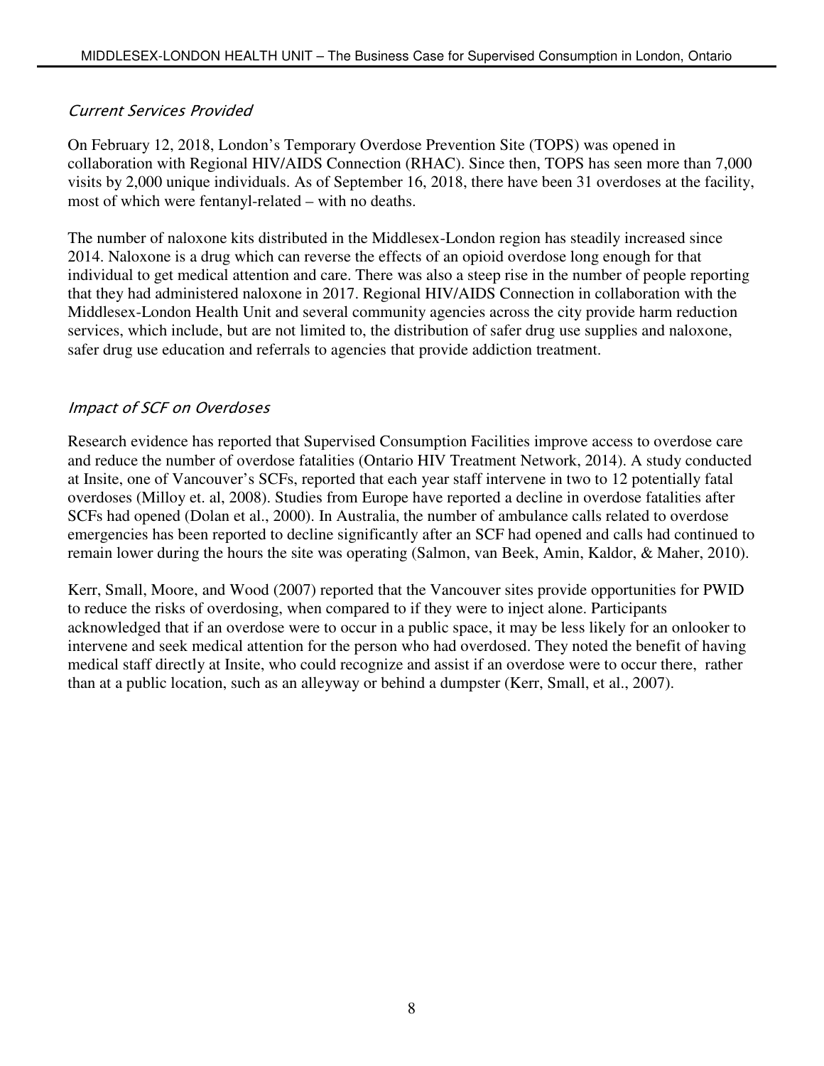### *Current Services Provided*

On February 12, 2018, London's Temporary Overdose Prevention Site (TOPS) was opened in collaboration with Regional HIV/AIDS Connection (RHAC). Since then, TOPS has seen more than 7,000 visits by 2,000 unique individuals. As of September 16, 2018, there have been 31 overdoses at the facility, most of which were fentanyl-related – with no deaths.

The number of naloxone kits distributed in the Middlesex-London region has steadily increased since 2014. Naloxone is a drug which can reverse the effects of an opioid overdose long enough for that individual to get medical attention and care. There was also a steep rise in the number of people reporting that they had administered naloxone in 2017. Regional HIV/AIDS Connection in collaboration with the Middlesex-London Health Unit and several community agencies across the city provide harm reduction services, which include, but are not limited to, the distribution of safer drug use supplies and naloxone, safer drug use education and referrals to agencies that provide addiction treatment.

### *Impact of SCF on Overdoses*

Research evidence has reported that Supervised Consumption Facilities improve access to overdose care and reduce the number of overdose fatalities (Ontario HIV Treatment Network, 2014). A study conducted at Insite, one of Vancouver's SCFs, reported that each year staff intervene in two to 12 potentially fatal overdoses (Milloy et. al, 2008). Studies from Europe have reported a decline in overdose fatalities after SCFs had opened (Dolan et al., 2000). In Australia, the number of ambulance calls related to overdose emergencies has been reported to decline significantly after an SCF had opened and calls had continued to remain lower during the hours the site was operating (Salmon, van Beek, Amin, Kaldor, & Maher, 2010).

Kerr, Small, Moore, and Wood (2007) reported that the Vancouver sites provide opportunities for PWID to reduce the risks of overdosing, when compared to if they were to inject alone. Participants acknowledged that if an overdose were to occur in a public space, it may be less likely for an onlooker to intervene and seek medical attention for the person who had overdosed. They noted the benefit of having medical staff directly at Insite, who could recognize and assist if an overdose were to occur there, rather than at a public location, such as an alleyway or behind a dumpster (Kerr, Small, et al., 2007).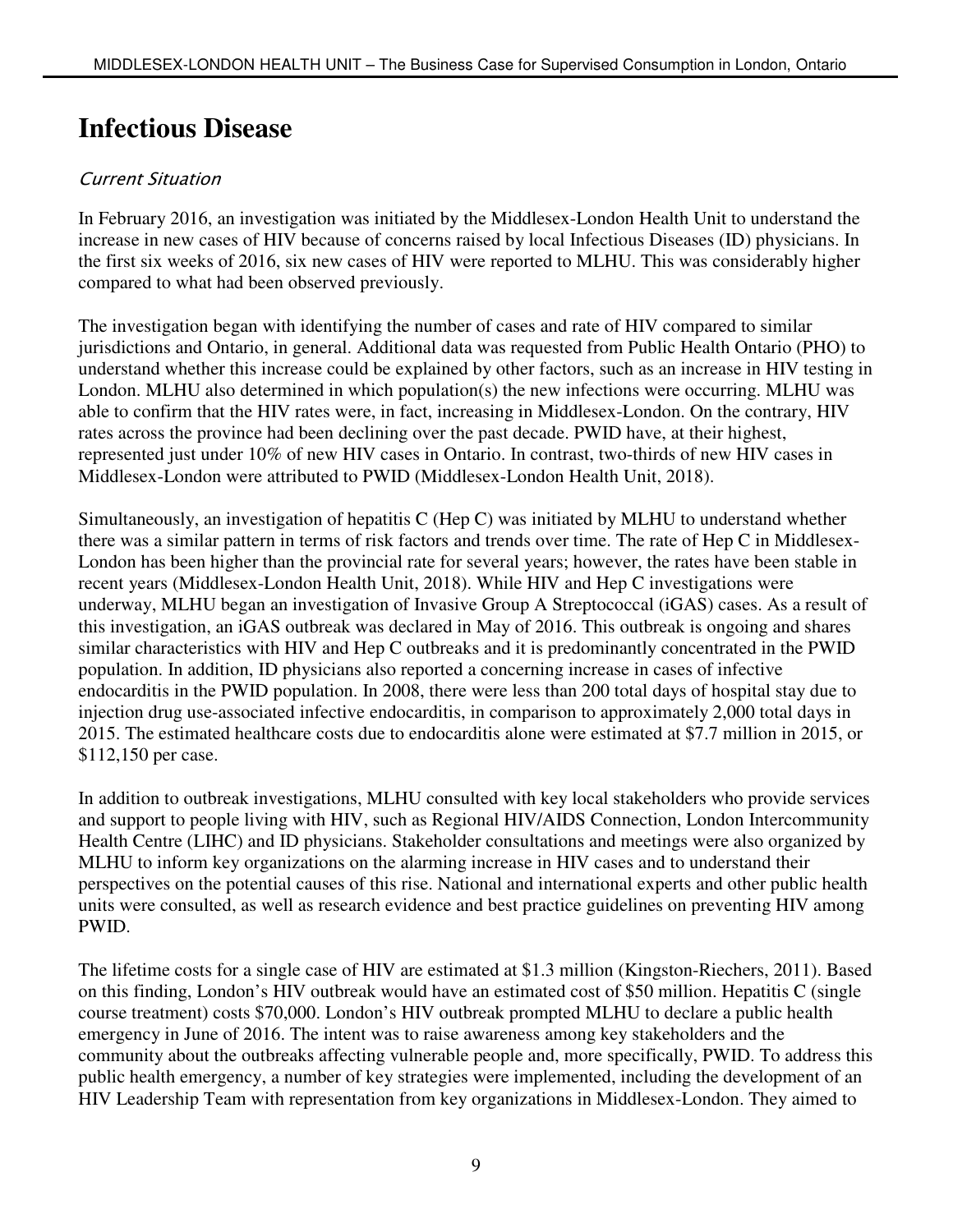# Infectious Disease

*Current Situation*

In February 2016, an investigation was initiated by the Middlesex-London Health Unit to understand the increase in new cases of HIV because of concerns raised by local Infectious Diseases (ID) physicians. In the first six weeks of 2016, six new cases of HIV were reported to MLHU. This was considerably higher compared to what had been observed previously.

The investigation began with identifying the number of cases and rate of HIV compared to similar jurisdictions and Ontario, in general. Additional data was requested from Public Health Ontario (PHO) to understand whether this increase could be explained by other factors, such as an increase in HIV testing in London. MLHU also determined in which population(s) the new infections were occurring. MLHU was able to confirm that the HIV rates were, in fact, increasing in Middlesex-London. On the contrary, HIV rates across the province had been declining over the past decade. PWID have, at their highest, represented just under 10% of new HIV cases in Ontario. In contrast, two-thirds of new HIV cases in Middlesex-London were attributed to PWID (Middlesex-London Health Unit, 2018).

Simultaneously, an investigation of hepatitis C (Hep C) was initiated by MLHU to understand whether there was a similar pattern in terms of risk factors and trends over time. The rate of Hep C in Middlesex-London has been higher than the provincial rate for several years; however, the rates have been stable in recent years (Middlesex-London Health Unit, 2018). While HIV and Hep C investigations were underway, MLHU began an investigation of Invasive Group A Streptococcal (iGAS) cases. As a result of this investigation, an iGAS outbreak was declared in May of 2016. This outbreak is ongoing and shares similar characteristics with HIV and Hep C outbreaks and it is predominantly concentrated in the PWID population. In addition, ID physicians also reported a concerning increase in cases of infective endocarditis in the PWID population. In 2008, there were less than 200 total days of hospital stay due to injection drug use-associated infective endocarditis, in comparison to approximately 2,000 total days in 2015. The estimated healthcare costs due to endocarditis alone were estimated at $7.7 million in 2015, or $112,150 per case.

In addition to outbreak investigations, MLHU consulted with key local stakeholders who provide services and support to people living with HIV, such as Regional HIV/AIDS Connection, London Intercommunity Health Centre (LIHC) and ID physicians. Stakeholder consultations and meetings were also organized by MLHU to inform key organizations on the alarming increase in HIV cases and to understand their perspectives on the potential causes of this rise. National and international experts and other public health units were consulted, as well as research evidence and best practice guidelines on preventing HIV among PWID.

The lifetime costs for a single case of HIV are estimated at $1.3 million (Kingston-Riechers, 2011). Based on this finding, London's HIV outbreak would have an estimated cost of $50 million. Hepatitis C (single course treatment) costs $70,000. London's HIV outbreak prompted MLHU to declare a public health emergency in June of 2016. The intent was to raise awareness among key stakeholders and the community about the outbreaks affecting vulnerable people and, more specifically, PWID. To address this public health emergency, a number of key strategies were implemented, including the development of an HIV Leadership Team with representation from key organizations in Middlesex-London. They aimed to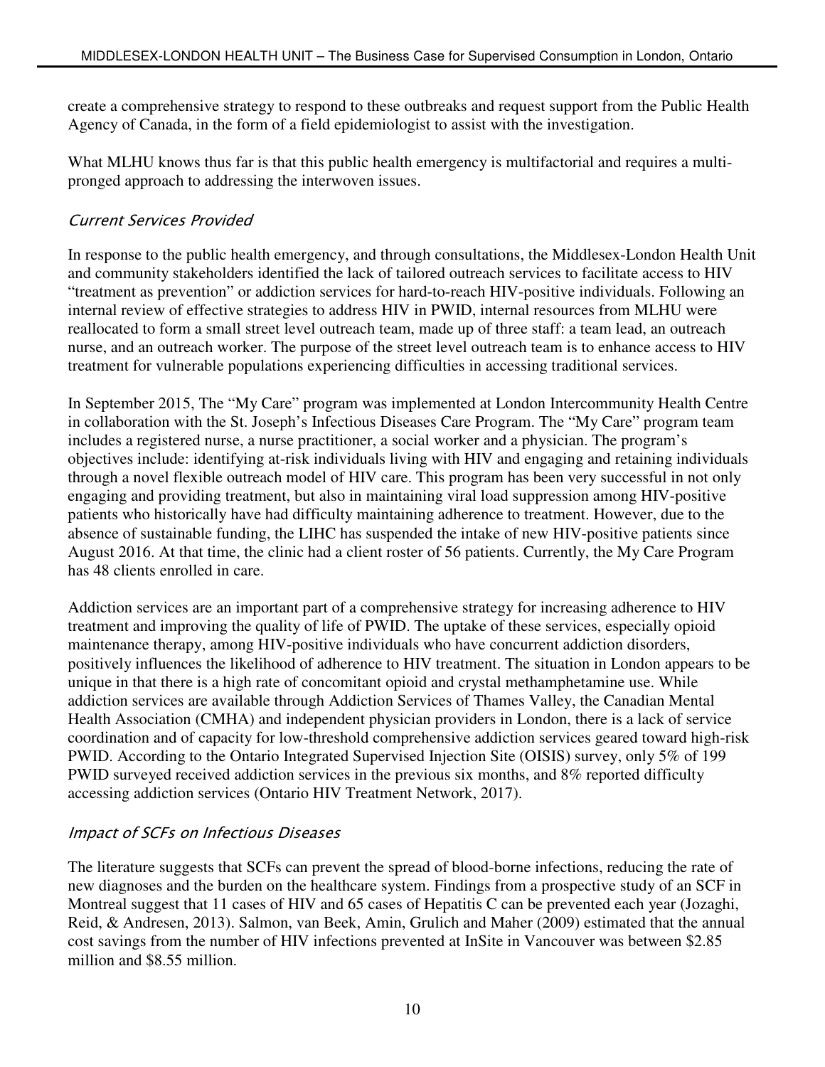create a comprehensive strategy to respond to these outbreaks and request support from the Public Health Agency of Canada, in the form of a field epidemiologist to assist with the investigation.

What MLHU knows thus far is that this public health emergency is multifactorial and requires a multi-pronged approach to addressing the interwoven issues.

### *Current Services Provided*

In response to the public health emergency, and through consultations, the Middlesex-London Health Unit and community stakeholders identified the lack of tailored outreach services to facilitate access to HIV "treatment as prevention" or addiction services for hard-to-reach HIV-positive individuals. Following an internal review of effective strategies to address HIV in PWID, internal resources from MLHU were reallocated to form a small street level outreach team, made up of three staff: a team lead, an outreach nurse, and an outreach worker. The purpose of the street level outreach team is to enhance access to HIV treatment for vulnerable populations experiencing difficulties in accessing traditional services.

In September 2015, The "My Care" program was implemented at London Intercommunity Health Centre in collaboration with the St. Joseph's Infectious Diseases Care Program. The "My Care" program team includes a registered nurse, a nurse practitioner, a social worker and a physician. The program's objectives include: identifying at-risk individuals living with HIV and engaging and retaining individuals through a novel flexible outreach model of HIV care. This program has been very successful in not only engaging and providing treatment, but also in maintaining viral load suppression among HIV-positive patients who historically have had difficulty maintaining adherence to treatment. However, due to the absence of sustainable funding, the LIHC has suspended the intake of new HIV-positive patients since August 2016. At that time, the clinic had a client roster of 56 patients. Currently, the My Care Program has 48 clients enrolled in care.

Addiction services are an important part of a comprehensive strategy for increasing adherence to HIV treatment and improving the quality of life of PWID. The uptake of these services, especially opioid maintenance therapy, among HIV-positive individuals who have concurrent addiction disorders, positively influences the likelihood of adherence to HIV treatment. The situation in London appears to be unique in that there is a high rate of concomitant opioid and crystal methamphetamine use. While addiction services are available through Addiction Services of Thames Valley, the Canadian Mental Health Association (CMHA) and independent physician providers in London, there is a lack of service coordination and of capacity for low-threshold comprehensive addiction services geared toward high-risk PWID. According to the Ontario Integrated Supervised Injection Site (OISIS) survey, only 5% of 199 PWID surveyed received addiction services in the previous six months, and 8% reported difficulty accessing addiction services (Ontario HIV Treatment Network, 2017).

### *Impact of SCFs on Infectious Diseases*

The literature suggests that SCFs can prevent the spread of blood-borne infections, reducing the rate of new diagnoses and the burden on the healthcare system. Findings from a prospective study of an SCF in Montreal suggest that 11 cases of HIV and 65 cases of Hepatitis C can be prevented each year (Jozaghi, Reid, & Andresen, 2013). Salmon, van Beek, Amin, Grulich and Maher (2009) estimated that the annual cost savings from the number of HIV infections prevented at InSite in Vancouver was between \$2.85 million and \$8.55 million.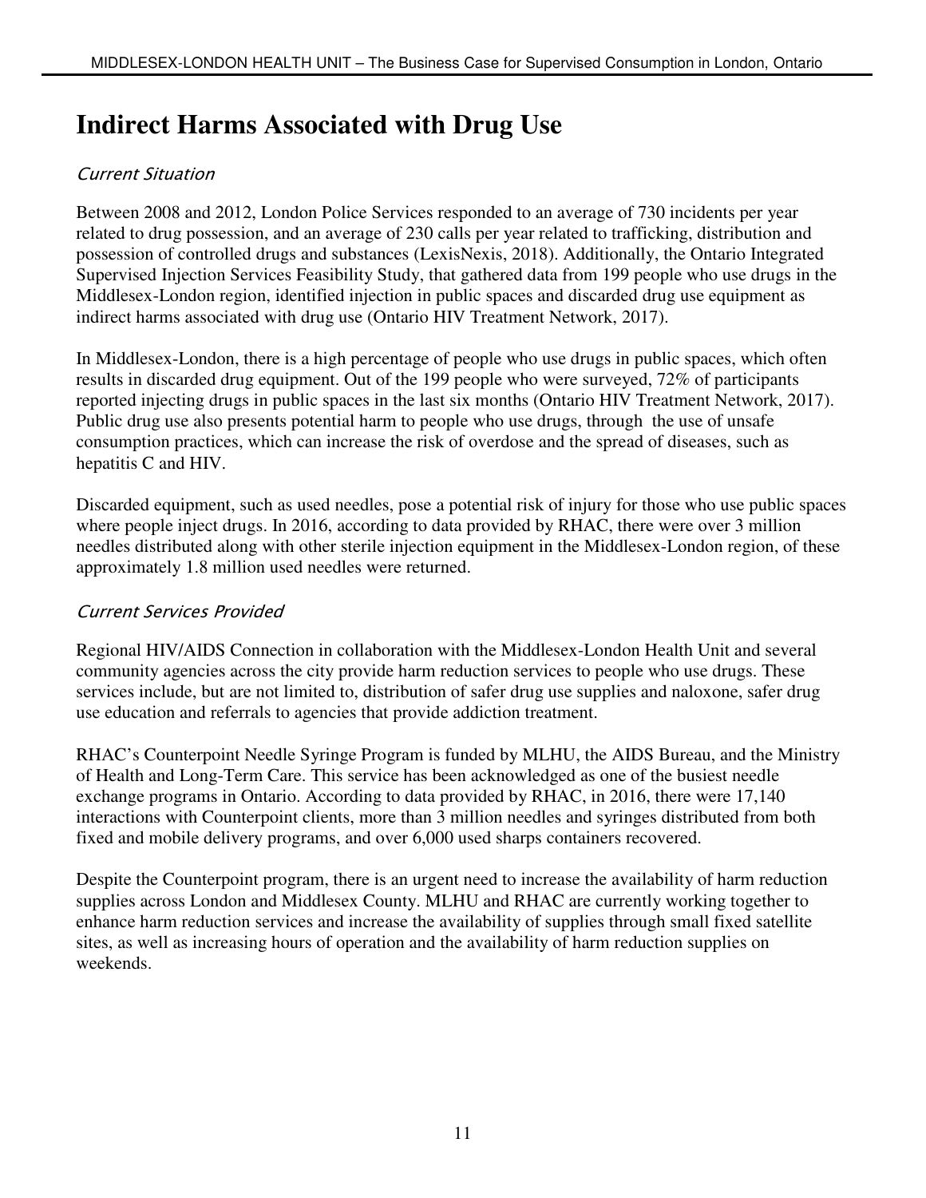# Indirect Harms Associated with Drug Use

### *Current Situation*

Between 2008 and 2012, London Police Services responded to an average of 730 incidents per year related to drug possession, and an average of 230 calls per year related to trafficking, distribution and possession of controlled drugs and substances (LexisNexis, 2018). Additionally, the Ontario Integrated Supervised Injection Services Feasibility Study, that gathered data from 199 people who use drugs in the Middlesex-London region, identified injection in public spaces and discarded drug use equipment as indirect harms associated with drug use (Ontario HIV Treatment Network, 2017).

In Middlesex-London, there is a high percentage of people who use drugs in public spaces, which often results in discarded drug equipment. Out of the 199 people who were surveyed, 72% of participants reported injecting drugs in public spaces in the last six months (Ontario HIV Treatment Network, 2017). Public drug use also presents potential harm to people who use drugs, through the use of unsafe consumption practices, which can increase the risk of overdose and the spread of diseases, such as hepatitis C and HIV.

Discarded equipment, such as used needles, pose a potential risk of injury for those who use public spaces where people inject drugs. In 2016, according to data provided by RHAC, there were over 3 million needles distributed along with other sterile injection equipment in the Middlesex-London region, of these approximately 1.8 million used needles were returned.

### *Current Services Provided*

Regional HIV/AIDS Connection in collaboration with the Middlesex-London Health Unit and several community agencies across the city provide harm reduction services to people who use drugs. These services include, but are not limited to, distribution of safer drug use supplies and naloxone, safer drug use education and referrals to agencies that provide addiction treatment.

RHAC's Counterpoint Needle Syringe Program is funded by MLHU, the AIDS Bureau, and the Ministry of Health and Long-Term Care. This service has been acknowledged as one of the busiest needle exchange programs in Ontario. According to data provided by RHAC, in 2016, there were 17,140 interactions with Counterpoint clients, more than 3 million needles and syringes distributed from both fixed and mobile delivery programs, and over 6,000 used sharps containers recovered.

Despite the Counterpoint program, there is an urgent need to increase the availability of harm reduction supplies across London and Middlesex County. MLHU and RHAC are currently working together to enhance harm reduction services and increase the availability of supplies through small fixed satellite sites, as well as increasing hours of operation and the availability of harm reduction supplies on weekends.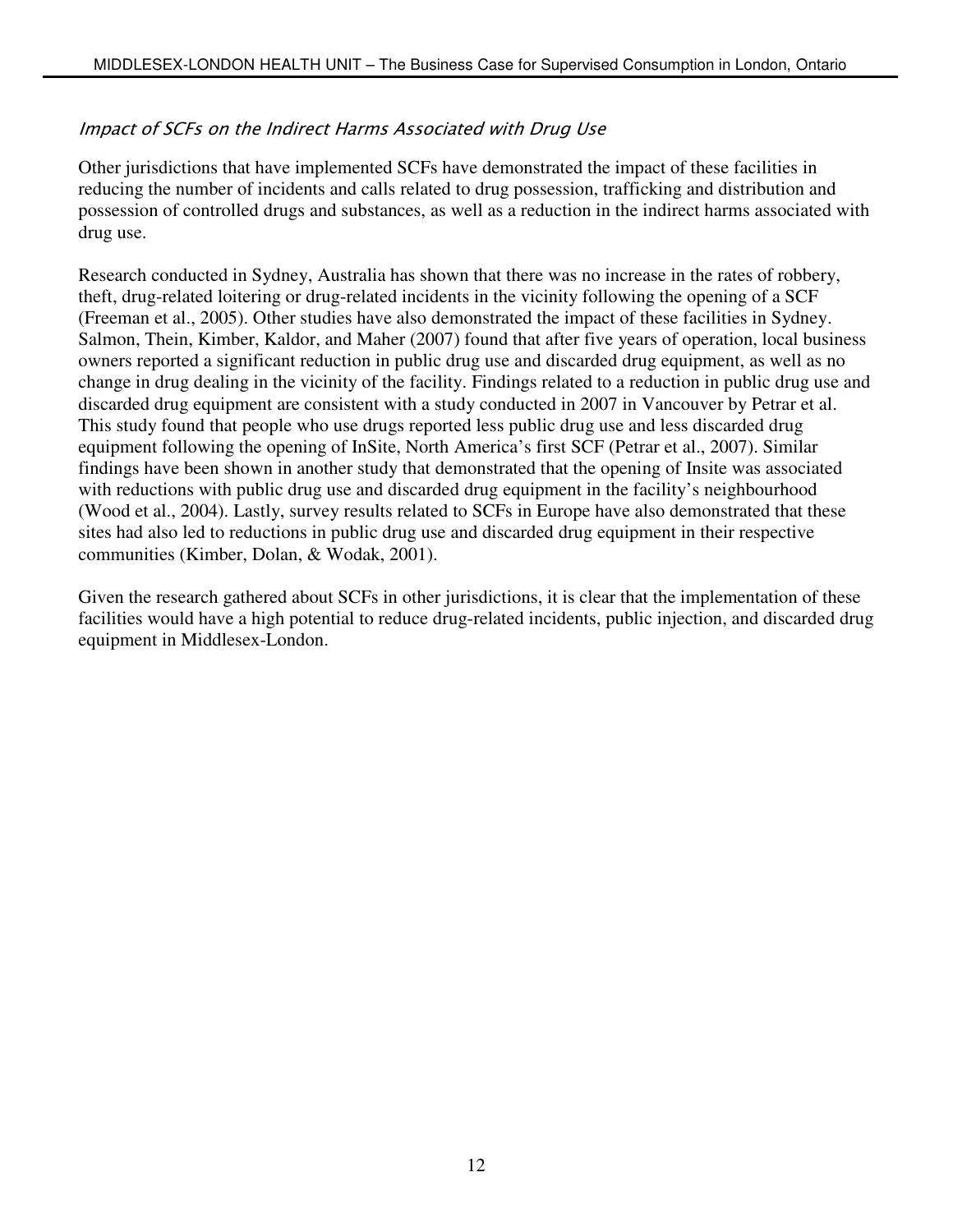### *Impact of SCFs on the Indirect Harms Associated with Drug Use*

Other jurisdictions that have implemented SCFs have demonstrated the impact of these facilities in reducing the number of incidents and calls related to drug possession, trafficking and distribution and possession of controlled drugs and substances, as well as a reduction in the indirect harms associated with drug use.

Research conducted in Sydney, Australia has shown that there was no increase in the rates of robbery, theft, drug-related loitering or drug-related incidents in the vicinity following the opening of a SCF (Freeman et al., 2005). Other studies have also demonstrated the impact of these facilities in Sydney. Salmon, Thein, Kimber, Kaldor, and Maher (2007) found that after five years of operation, local business owners reported a significant reduction in public drug use and discarded drug equipment, as well as no change in drug dealing in the vicinity of the facility. Findings related to a reduction in public drug use and discarded drug equipment are consistent with a study conducted in 2007 in Vancouver by Petrar et al. This study found that people who use drugs reported less public drug use and less discarded drug equipment following the opening of InSite, North America's first SCF (Petrar et al., 2007). Similar findings have been shown in another study that demonstrated that the opening of Insite was associated with reductions with public drug use and discarded drug equipment in the facility's neighbourhood (Wood et al., 2004). Lastly, survey results related to SCFs in Europe have also demonstrated that these sites had also led to reductions in public drug use and discarded drug equipment in their respective communities (Kimber, Dolan, & Wodak, 2001).

Given the research gathered about SCFs in other jurisdictions, it is clear that the implementation of these facilities would have a high potential to reduce drug-related incidents, public injection, and discarded drug equipment in Middlesex-London.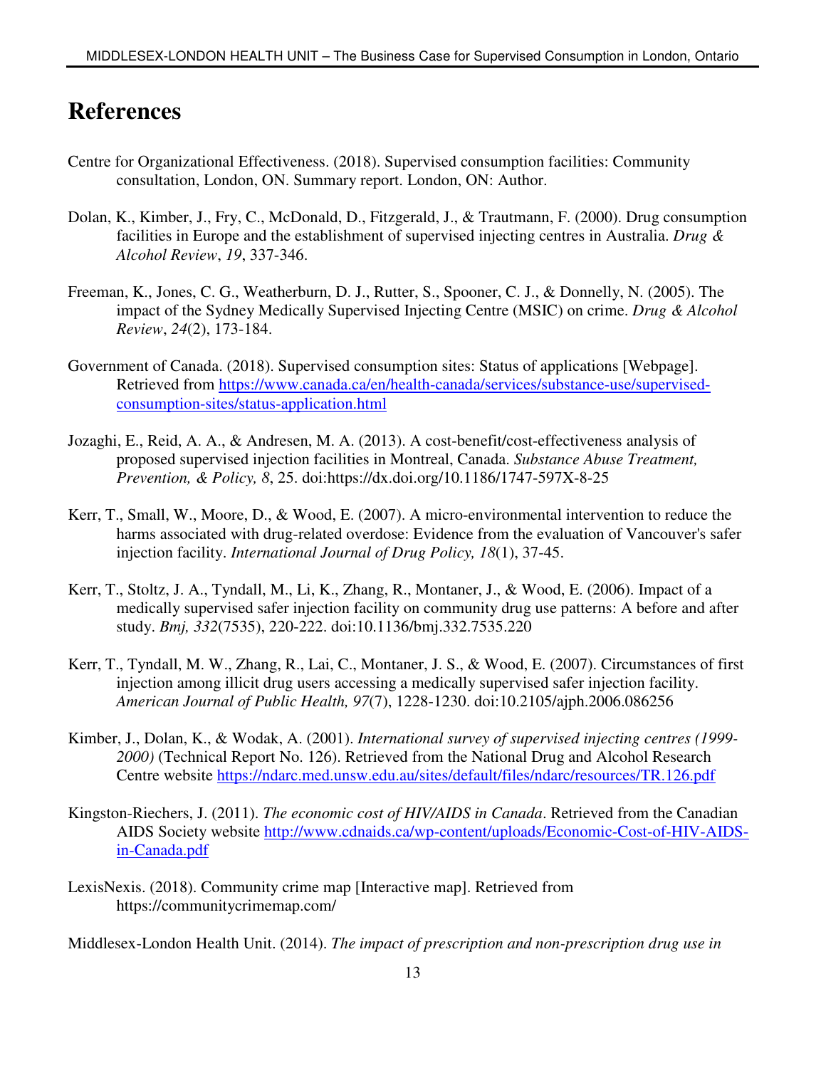# References

Centre for Organizational Effectiveness. (2018). Supervised consumption facilities: Community consultation, London, ON. Summary report. London, ON: Author.

Dolan, K., Kimber, J., Fry, C., McDonald, D., Fitzgerald, J., & Trautmann, F. (2000). Drug consumption facilities in Europe and the establishment of supervised injecting centres in Australia. *Drug & Alcohol Review*, *19*, 337-346.

Freeman, K., Jones, C. G., Weatherburn, D. J., Rutter, S., Spooner, C. J., & Donnelly, N. (2005). The impact of the Sydney Medically Supervised Injecting Centre (MSIC) on crime. *Drug & Alcohol Review*, *24*(2), 173-184.

Government of Canada. (2018). Supervised consumption sites: Status of applications [Webpage]. Retrieved from https://www.canada.ca/en/health-canada/services/substance-use/supervised-consumption-sites/status-application.html

Jozaghi, E., Reid, A. A., & Andresen, M. A. (2013). A cost-benefit/cost-effectiveness analysis of proposed supervised injection facilities in Montreal, Canada. *Substance Abuse Treatment, Prevention, & Policy, 8*, 25. doi:https://dx.doi.org/10.1186/1747-597X-8-25

Kerr, T., Small, W., Moore, D., & Wood, E. (2007). A micro-environmental intervention to reduce the harms associated with drug-related overdose: Evidence from the evaluation of Vancouver's safer injection facility. *International Journal of Drug Policy, 18*(1), 37-45.

Kerr, T., Stoltz, J. A., Tyndall, M., Li, K., Zhang, R., Montaner, J., & Wood, E. (2006). Impact of a medically supervised safer injection facility on community drug use patterns: A before and after study. *Bmj, 332*(7535), 220-222. doi:10.1136/bmj.332.7535.220

Kerr, T., Tyndall, M. W., Zhang, R., Lai, C., Montaner, J. S., & Wood, E. (2007). Circumstances of first injection among illicit drug users accessing a medically supervised safer injection facility. *American Journal of Public Health, 97*(7), 1228-1230. doi:10.2105/ajph.2006.086256

Kimber, J., Dolan, K., & Wodak, A. (2001). *International survey of supervised injecting centres (1999-2000)* (Technical Report No. 126). Retrieved from the National Drug and Alcohol Research Centre website https://ndarc.med.unsw.edu.au/sites/default/files/ndarc/resources/TR.126.pdf

Kingston-Riechers, J. (2011). *The economic cost of HIV/AIDS in Canada*. Retrieved from the Canadian AIDS Society website http://www.cdnaids.ca/wp-content/uploads/Economic-Cost-of-HIV-AIDS-in-Canada.pdf

LexisNexis. (2018). Community crime map [Interactive map]. Retrieved from https://communitycrimemap.com/

Middlesex-London Health Unit. (2014). *The impact of prescription and non-prescription drug use in*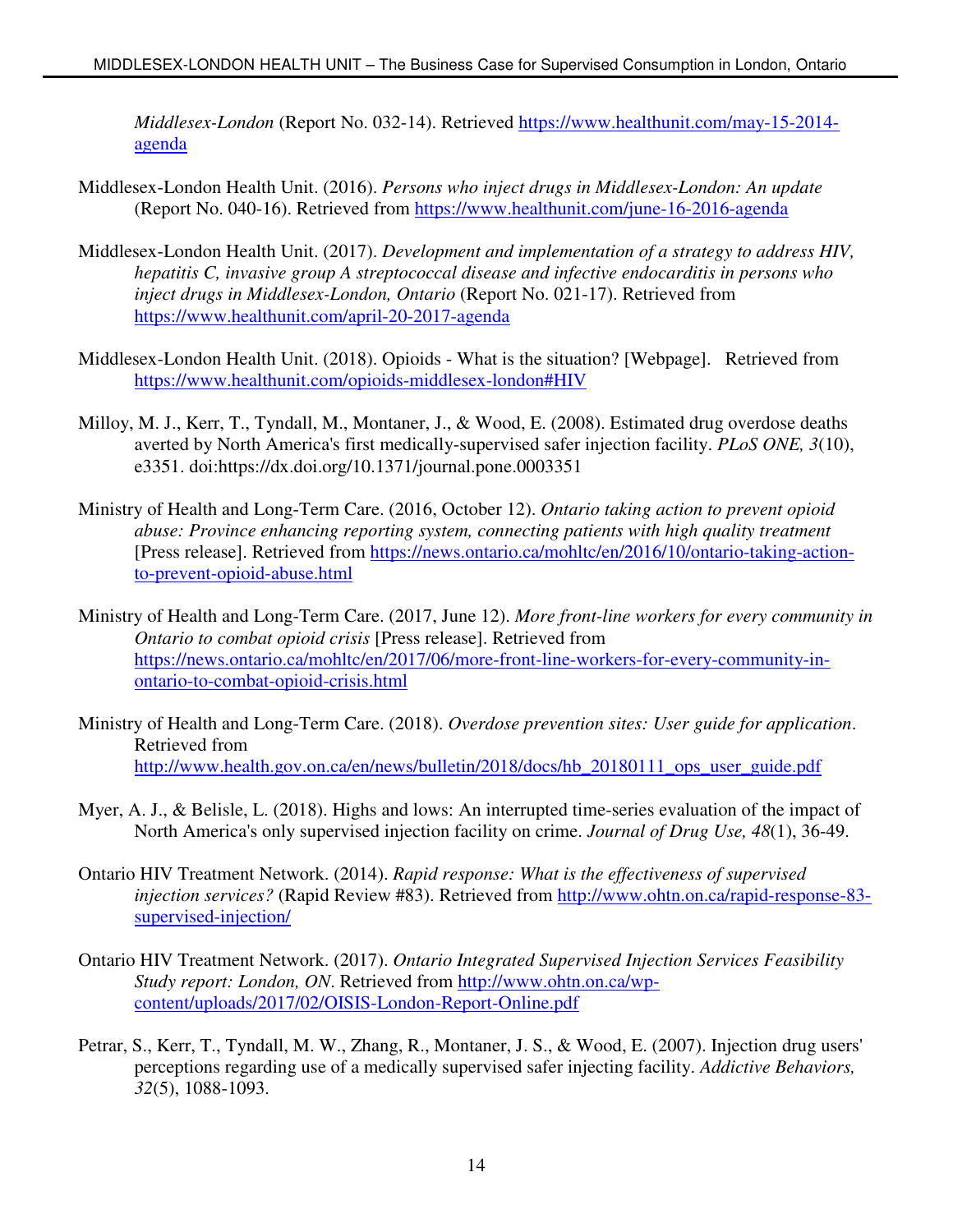*Middlesex-London* (Report No. 032-14). Retrieved https://www.healthunit.com/may-15-2014-agenda

Middlesex-London Health Unit. (2016). *Persons who inject drugs in Middlesex-London: An update* (Report No. 040-16). Retrieved from https://www.healthunit.com/june-16-2016-agenda

Middlesex-London Health Unit. (2017). *Development and implementation of a strategy to address HIV, hepatitis C, invasive group A streptococcal disease and infective endocarditis in persons who inject drugs in Middlesex-London, Ontario* (Report No. 021-17). Retrieved from https://www.healthunit.com/april-20-2017-agenda

Middlesex-London Health Unit. (2018). Opioids - What is the situation? [Webpage]. Retrieved from https://www.healthunit.com/opioids-middlesex-london#HIV

Milloy, M. J., Kerr, T., Tyndall, M., Montaner, J., & Wood, E. (2008). Estimated drug overdose deaths averted by North America's first medically-supervised safer injection facility. *PLoS ONE, 3*(10), e3351. doi:https://dx.doi.org/10.1371/journal.pone.0003351

Ministry of Health and Long-Term Care. (2016, October 12). *Ontario taking action to prevent opioid abuse: Province enhancing reporting system, connecting patients with high quality treatment* [Press release]. Retrieved from https://news.ontario.ca/mohltc/en/2016/10/ontario-taking-action-to-prevent-opioid-abuse.html

Ministry of Health and Long-Term Care. (2017, June 12). *More front-line workers for every community in Ontario to combat opioid crisis* [Press release]. Retrieved from https://news.ontario.ca/mohltc/en/2017/06/more-front-line-workers-for-every-community-in-ontario-to-combat-opioid-crisis.html

Ministry of Health and Long-Term Care. (2018). *Overdose prevention sites: User guide for application*. Retrieved from http://www.health.gov.on.ca/en/news/bulletin/2018/docs/hb_20180111_ops_user_guide.pdf

Myer, A. J., & Belisle, L. (2018). Highs and lows: An interrupted time-series evaluation of the impact of North America's only supervised injection facility on crime. *Journal of Drug Use, 48*(1), 36-49.

Ontario HIV Treatment Network. (2014). *Rapid response: What is the effectiveness of supervised injection services?* (Rapid Review #83). Retrieved from http://www.ohtn.on.ca/rapid-response-83-supervised-injection/

Ontario HIV Treatment Network. (2017). *Ontario Integrated Supervised Injection Services Feasibility Study report: London, ON*. Retrieved from http://www.ohtn.on.ca/wp-content/uploads/2017/02/OISIS-London-Report-Online.pdf

Petrar, S., Kerr, T., Tyndall, M. W., Zhang, R., Montaner, J. S., & Wood, E. (2007). Injection drug users' perceptions regarding use of a medically supervised safer injecting facility. *Addictive Behaviors, 32*(5), 1088-1093.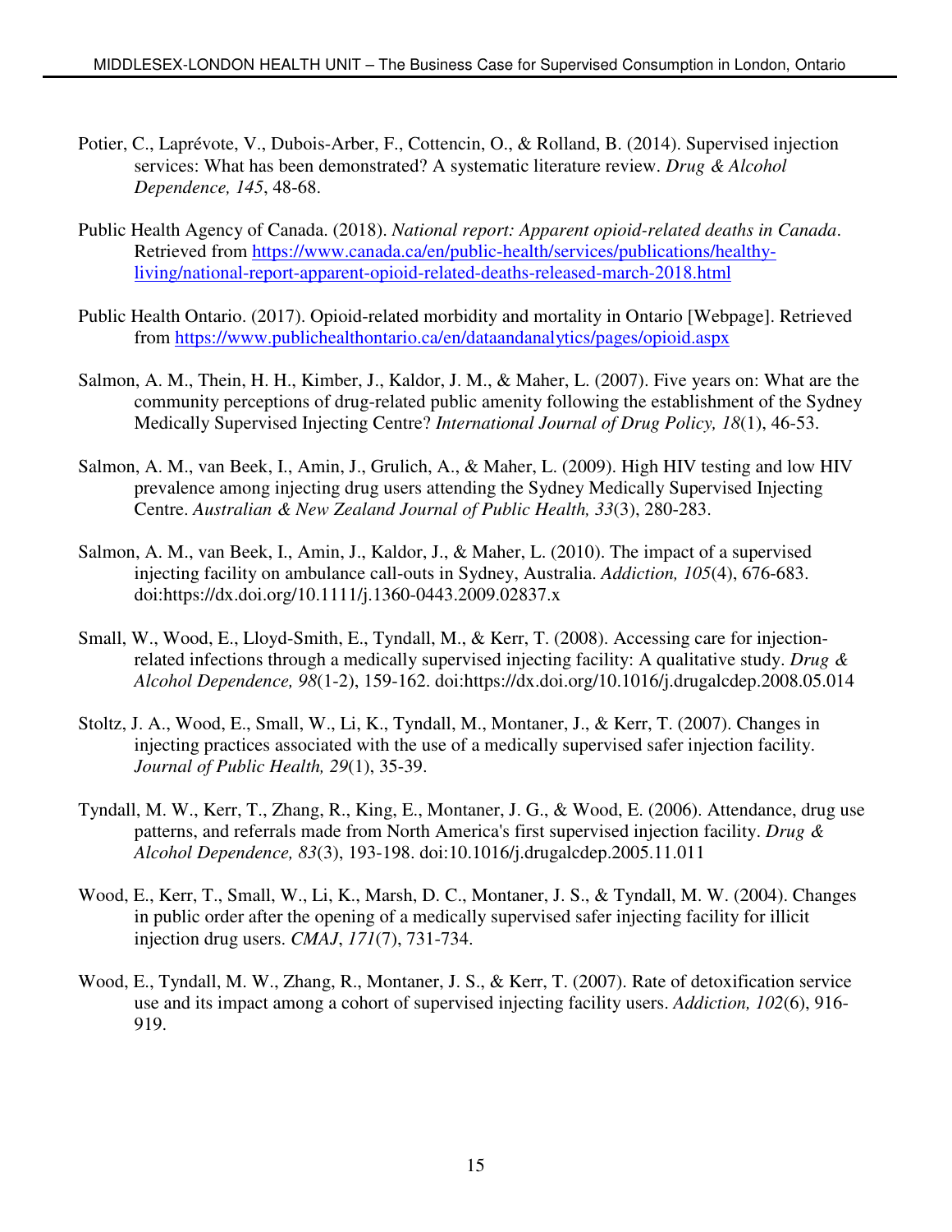Potier, C., Laprévote, V., Dubois-Arber, F., Cottencin, O., & Rolland, B. (2014). Supervised injection services: What has been demonstrated? A systematic literature review. *Drug & Alcohol Dependence, 145*, 48-68.

Public Health Agency of Canada. (2018). *National report: Apparent opioid-related deaths in Canada*. Retrieved from [https://www.canada.ca/en/public-health/services/publications/healthy-living/national-report-apparent-opioid-related-deaths-released-march-2018.html](https://www.canada.ca/en/public-health/services/publications/healthy-living/national-report-apparent-opioid-related-deaths-released-march-2018.html)

Public Health Ontario. (2017). Opioid-related morbidity and mortality in Ontario [Webpage]. Retrieved from [https://www.publichealthontario.ca/en/dataandanalytics/pages/opioid.aspx](https://www.publichealthontario.ca/en/dataandanalytics/pages/opioid.aspx)

Salmon, A. M., Thein, H. H., Kimber, J., Kaldor, J. M., & Maher, L. (2007). Five years on: What are the community perceptions of drug-related public amenity following the establishment of the Sydney Medically Supervised Injecting Centre? *International Journal of Drug Policy, 18*(1), 46-53.

Salmon, A. M., van Beek, I., Amin, J., Grulich, A., & Maher, L. (2009). High HIV testing and low HIV prevalence among injecting drug users attending the Sydney Medically Supervised Injecting Centre. *Australian & New Zealand Journal of Public Health, 33*(3), 280-283.

Salmon, A. M., van Beek, I., Amin, J., Kaldor, J., & Maher, L. (2010). The impact of a supervised injecting facility on ambulance call-outs in Sydney, Australia. *Addiction, 105*(4), 676-683. doi:https://dx.doi.org/10.1111/j.1360-0443.2009.02837.x

Small, W., Wood, E., Lloyd-Smith, E., Tyndall, M., & Kerr, T. (2008). Accessing care for injection-related infections through a medically supervised injecting facility: A qualitative study. *Drug & Alcohol Dependence, 98*(1-2), 159-162. doi:https://dx.doi.org/10.1016/j.drugalcdep.2008.05.014

Stoltz, J. A., Wood, E., Small, W., Li, K., Tyndall, M., Montaner, J., & Kerr, T. (2007). Changes in injecting practices associated with the use of a medically supervised safer injection facility. *Journal of Public Health, 29*(1), 35-39.

Tyndall, M. W., Kerr, T., Zhang, R., King, E., Montaner, J. G., & Wood, E. (2006). Attendance, drug use patterns, and referrals made from North America's first supervised injection facility. *Drug & Alcohol Dependence, 83*(3), 193-198. doi:10.1016/j.drugalcdep.2005.11.011

Wood, E., Kerr, T., Small, W., Li, K., Marsh, D. C., Montaner, J. S., & Tyndall, M. W. (2004). Changes in public order after the opening of a medically supervised safer injecting facility for illicit injection drug users. *CMAJ*, *171*(7), 731-734.

Wood, E., Tyndall, M. W., Zhang, R., Montaner, J. S., & Kerr, T. (2007). Rate of detoxification service use and its impact among a cohort of supervised injecting facility users. *Addiction, 102*(6), 916-919.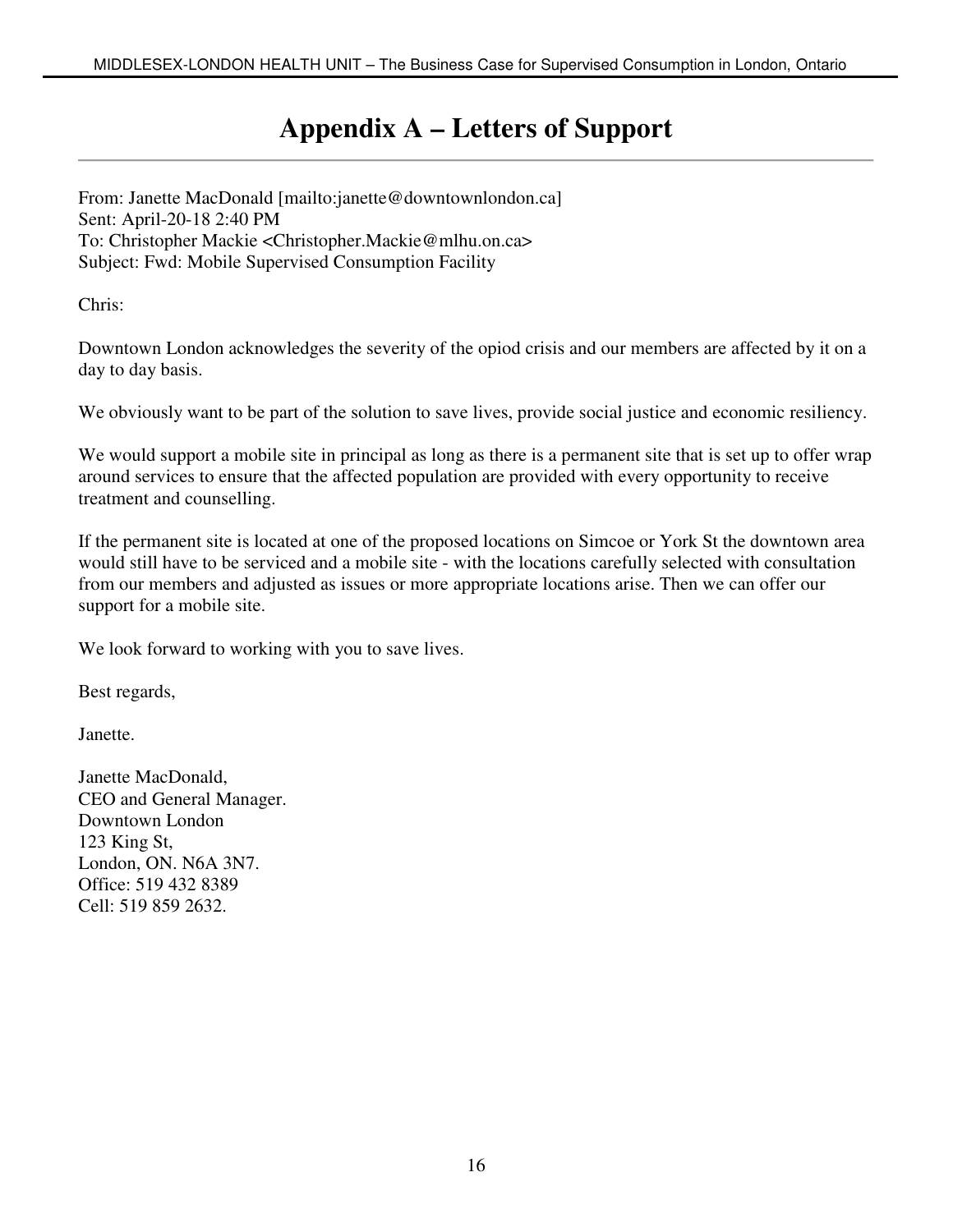# Appendix A – Letters of Support

From: Janette MacDonald [mailto:janette@downtownlondon.ca]
Sent: April-20-18 2:40 PM
To: Christopher Mackie <Christopher.Mackie@mlhu.on.ca>
Subject: Fwd: Mobile Supervised Consumption Facility

Chris:

Downtown London acknowledges the severity of the opiod crisis and our members are affected by it on a day to day basis.

We obviously want to be part of the solution to save lives, provide social justice and economic resiliency.

We would support a mobile site in principal as long as there is a permanent site that is set up to offer wrap around services to ensure that the affected population are provided with every opportunity to receive treatment and counselling.

If the permanent site is located at one of the proposed locations on Simcoe or York St the downtown area would still have to be serviced and a mobile site - with the locations carefully selected with consultation from our members and adjusted as issues or more appropriate locations arise. Then we can offer our support for a mobile site.

We look forward to working with you to save lives.

Best regards,

Janette.

Janette MacDonald,
CEO and General Manager.
Downtown London
123 King St,
London, ON. N6A 3N7.
Office: 519 432 8389
Cell: 519 859 2632.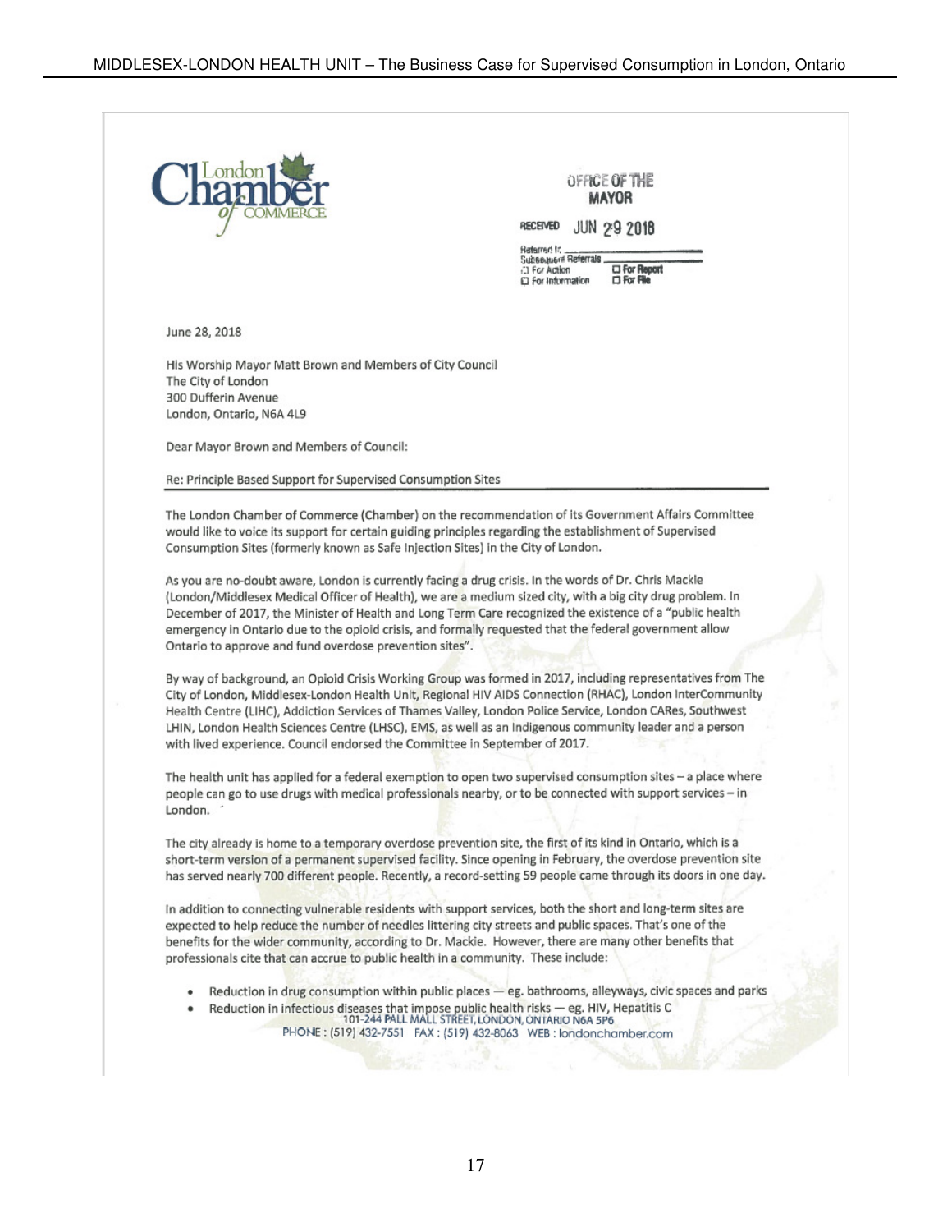London Chamber of Commerce

OFFICE OF THE MAYOR

RECEIVED JUN 29 2018

Referred to: ______
Subsequent Referrals ______
☐ For Action ☐ For Report
☐ For Information ☐ For File

June 28, 2018

His Worship Mayor Matt Brown and Members of City Council
The City of London
300 Dufferin Avenue
London, Ontario, N6A 4L9

Dear Mayor Brown and Members of Council:

**Re: Principle Based Support for Supervised Consumption Sites**

The London Chamber of Commerce (Chamber) on the recommendation of its Government Affairs Committee would like to voice its support for certain guiding principles regarding the establishment of Supervised Consumption Sites (formerly known as Safe Injection Sites) in the City of London.

As you are no-doubt aware, London is currently facing a drug crisis. In the words of Dr. Chris Mackie (London/Middlesex Medical Officer of Health), we are a medium sized city, with a big city drug problem. In December of 2017, the Minister of Health and Long Term Care recognized the existence of a "public health emergency in Ontario due to the opioid crisis, and formally requested that the federal government allow Ontario to approve and fund overdose prevention sites".

By way of background, an Opioid Crisis Working Group was formed in 2017, including representatives from The City of London, Middlesex-London Health Unit, Regional HIV AIDS Connection (RHAC), London InterCommunity Health Centre (LIHC), Addiction Services of Thames Valley, London Police Service, London CARes, Southwest LHIN, London Health Sciences Centre (LHSC), EMS, as well as an Indigenous community leader and a person with lived experience. Council endorsed the Committee in September of 2017.

The health unit has applied for a federal exemption to open two supervised consumption sites – a place where people can go to use drugs with medical professionals nearby, or to be connected with support services – in London.

The city already is home to a temporary overdose prevention site, the first of its kind in Ontario, which is a short-term version of a permanent supervised facility. Since opening in February, the overdose prevention site has served nearly 700 different people. Recently, a record-setting 59 people came through its doors in one day.

In addition to connecting vulnerable residents with support services, both the short and long-term sites are expected to help reduce the number of needles littering city streets and public spaces. That's one of the benefits for the wider community, according to Dr. Mackie. However, there are many other benefits that professionals cite that can accrue to public health in a community. These include:

- Reduction in drug consumption within public places — eg. bathrooms, alleyways, civic spaces and parks
- Reduction in infectious diseases that impose public health risks — eg. HIV, Hepatitis C

101-244 PALL MALL STREET, LONDON, ONTARIO N6A 5P6
PHONE: (519) 432-7551 FAX: (519) 432-8063 WEB: londonchamber.com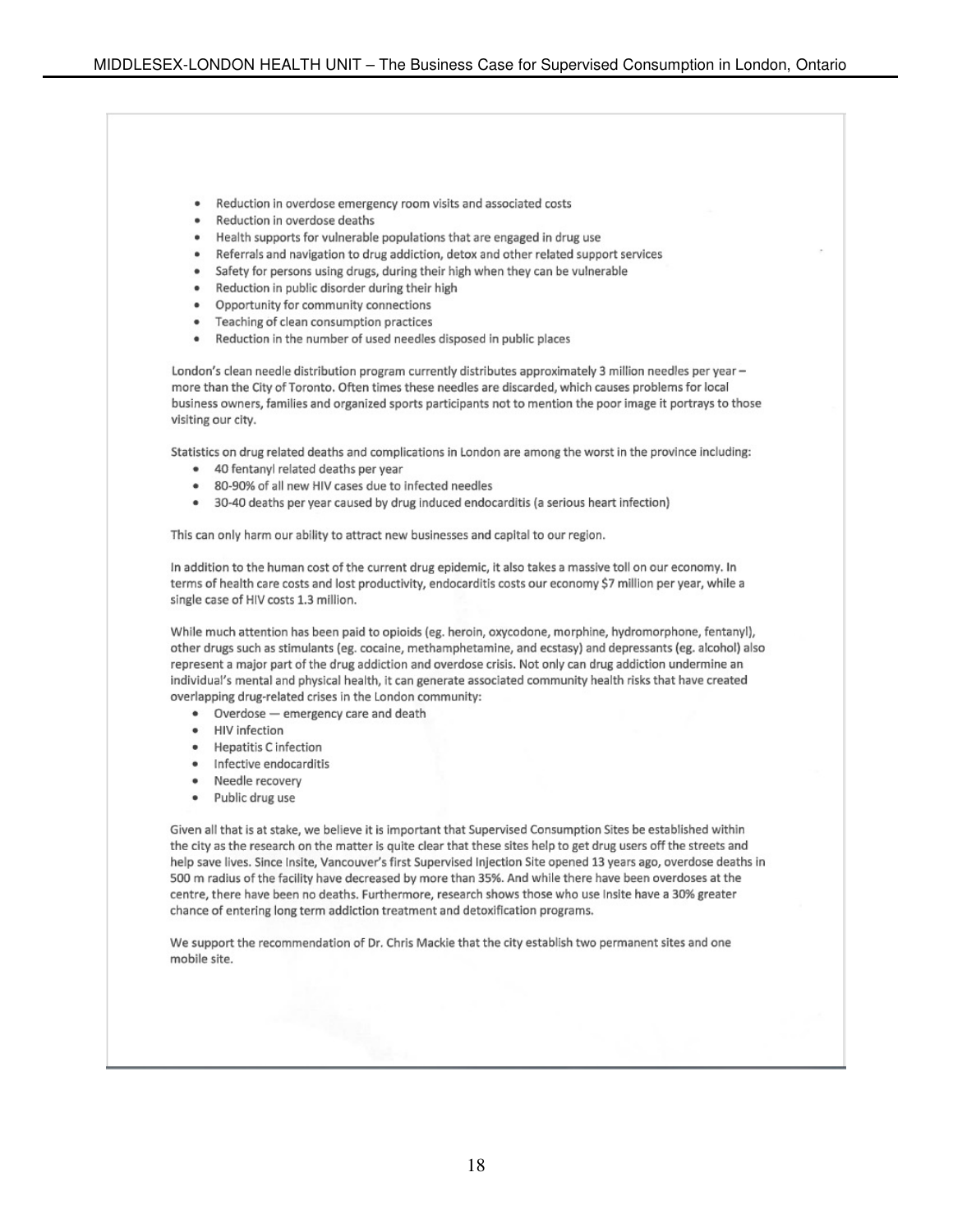- Reduction in overdose emergency room visits and associated costs
- Reduction in overdose deaths
- Health supports for vulnerable populations that are engaged in drug use
- Referrals and navigation to drug addiction, detox and other related support services
- Safety for persons using drugs, during their high when they can be vulnerable
- Reduction in public disorder during their high
- Opportunity for community connections
- Teaching of clean consumption practices
- Reduction in the number of used needles disposed in public places

London's clean needle distribution program currently distributes approximately 3 million needles per year – more than the City of Toronto. Often times these needles are discarded, which causes problems for local business owners, families and organized sports participants not to mention the poor image it portrays to those visiting our city.

Statistics on drug related deaths and complications in London are among the worst in the province including:

- 40 fentanyl related deaths per year
- 80-90% of all new HIV cases due to infected needles
- 30-40 deaths per year caused by drug induced endocarditis (a serious heart infection)

This can only harm our ability to attract new businesses and capital to our region.

In addition to the human cost of the current drug epidemic, it also takes a massive toll on our economy. In terms of health care costs and lost productivity, endocarditis costs our economy $7 million per year, while a single case of HIV costs 1.3 million.

While much attention has been paid to opioids (eg. heroin, oxycodone, morphine, hydromorphone, fentanyl), other drugs such as stimulants (eg. cocaine, methamphetamine, and ecstasy) and depressants (eg. alcohol) also represent a major part of the drug addiction and overdose crisis. Not only can drug addiction undermine an individual's mental and physical health, it can generate associated community health risks that have created overlapping drug-related crises in the London community:

- Overdose — emergency care and death
- HIV infection
- Hepatitis C infection
- Infective endocarditis
- Needle recovery
- Public drug use

Given all that is at stake, we believe it is important that Supervised Consumption Sites be established within the city as the research on the matter is quite clear that these sites help to get drug users off the streets and help save lives. Since Insite, Vancouver's first Supervised Injection Site opened 13 years ago, overdose deaths in 500 m radius of the facility have decreased by more than 35%. And while there have been overdoses at the centre, there have been no deaths. Furthermore, research shows those who use Insite have a 30% greater chance of entering long term addiction treatment and detoxification programs.

We support the recommendation of Dr. Chris Mackie that the city establish two permanent sites and one mobile site.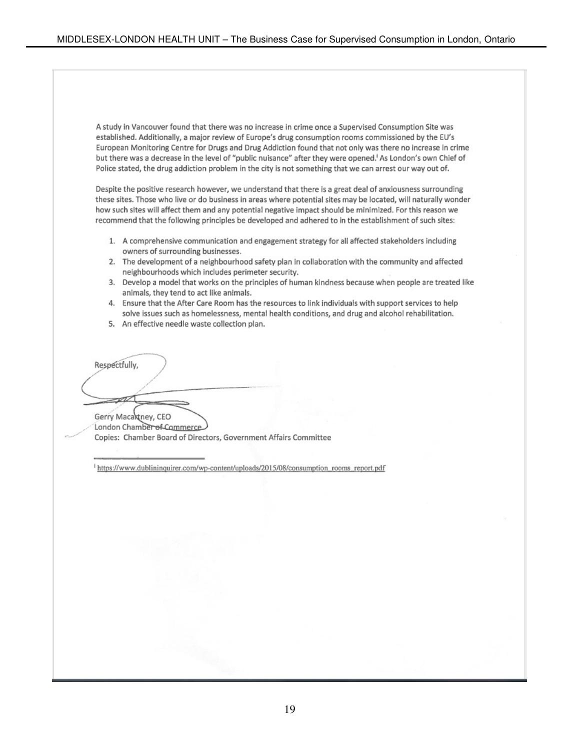A study in Vancouver found that there was no increase in crime once a Supervised Consumption Site was established. Additionally, a major review of Europe's drug consumption rooms commissioned by the EU's European Monitoring Centre for Drugs and Drug Addiction found that not only was there no increase in crime but there was a decrease in the level of "public nuisance" after they were opened.[i] As London's own Chief of Police stated, the drug addiction problem in the city is not something that we can arrest our way out of.

Despite the positive research however, we understand that there is a great deal of anxiousness surrounding these sites. Those who live or do business in areas where potential sites may be located, will naturally wonder how such sites will affect them and any potential negative impact should be minimized. For this reason we recommend that the following principles be developed and adhered to in the establishment of such sites:

1. A comprehensive communication and engagement strategy for all affected stakeholders including owners of surrounding businesses.
2. The development of a neighbourhood safety plan in collaboration with the community and affected neighbourhoods which includes perimeter security.
3. Develop a model that works on the principles of human kindness because when people are treated like animals, they tend to act like animals.
4. Ensure that the After Care Room has the resources to link individuals with support services to help solve issues such as homelessness, mental health conditions, and drug and alcohol rehabilitation.
5. An effective needle waste collection plan.

Respectfully,

Gerry Macartney, CEO
London Chamber of Commerce
Copies: Chamber Board of Directors, Government Affairs Committee

---

[i] https://www.dublininquirer.com/wp-content/uploads/2015/08/consumption_rooms_report.pdf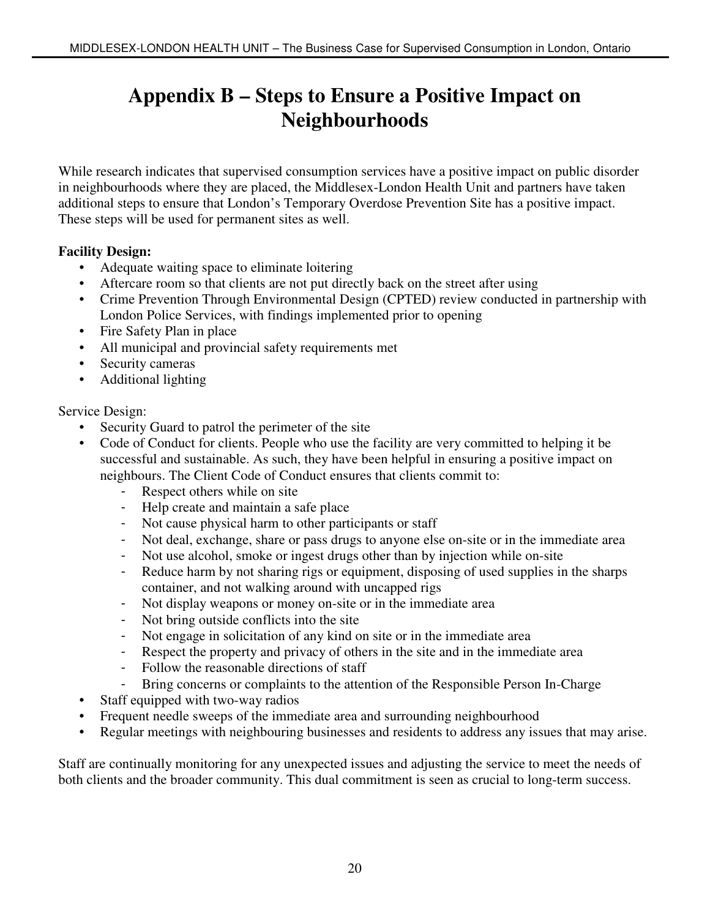# Appendix B – Steps to Ensure a Positive Impact on Neighbourhoods

While research indicates that supervised consumption services have a positive impact on public disorder in neighbourhoods where they are placed, the Middlesex-London Health Unit and partners have taken additional steps to ensure that London's Temporary Overdose Prevention Site has a positive impact. These steps will be used for permanent sites as well.

**Facility Design:**

- Adequate waiting space to eliminate loitering
- Aftercare room so that clients are not put directly back on the street after using
- Crime Prevention Through Environmental Design (CPTED) review conducted in partnership with London Police Services, with findings implemented prior to opening
- Fire Safety Plan in place
- All municipal and provincial safety requirements met
- Security cameras
- Additional lighting

Service Design:

- Security Guard to patrol the perimeter of the site
- Code of Conduct for clients. People who use the facility are very committed to helping it be successful and sustainable. As such, they have been helpful in ensuring a positive impact on neighbours. The Client Code of Conduct ensures that clients commit to:
  - Respect others while on site
  - Help create and maintain a safe place
  - Not cause physical harm to other participants or staff
  - Not deal, exchange, share or pass drugs to anyone else on-site or in the immediate area
  - Not use alcohol, smoke or ingest drugs other than by injection while on-site
  - Reduce harm by not sharing rigs or equipment, disposing of used supplies in the sharps container, and not walking around with uncapped rigs
  - Not display weapons or money on-site or in the immediate area
  - Not bring outside conflicts into the site
  - Not engage in solicitation of any kind on site or in the immediate area
  - Respect the property and privacy of others in the site and in the immediate area
  - Follow the reasonable directions of staff
  - Bring concerns or complaints to the attention of the Responsible Person In-Charge
- Staff equipped with two-way radios
- Frequent needle sweeps of the immediate area and surrounding neighbourhood
- Regular meetings with neighbouring businesses and residents to address any issues that may arise.

Staff are continually monitoring for any unexpected issues and adjusting the service to meet the needs of both clients and the broader community. This dual commitment is seen as crucial to long-term success.